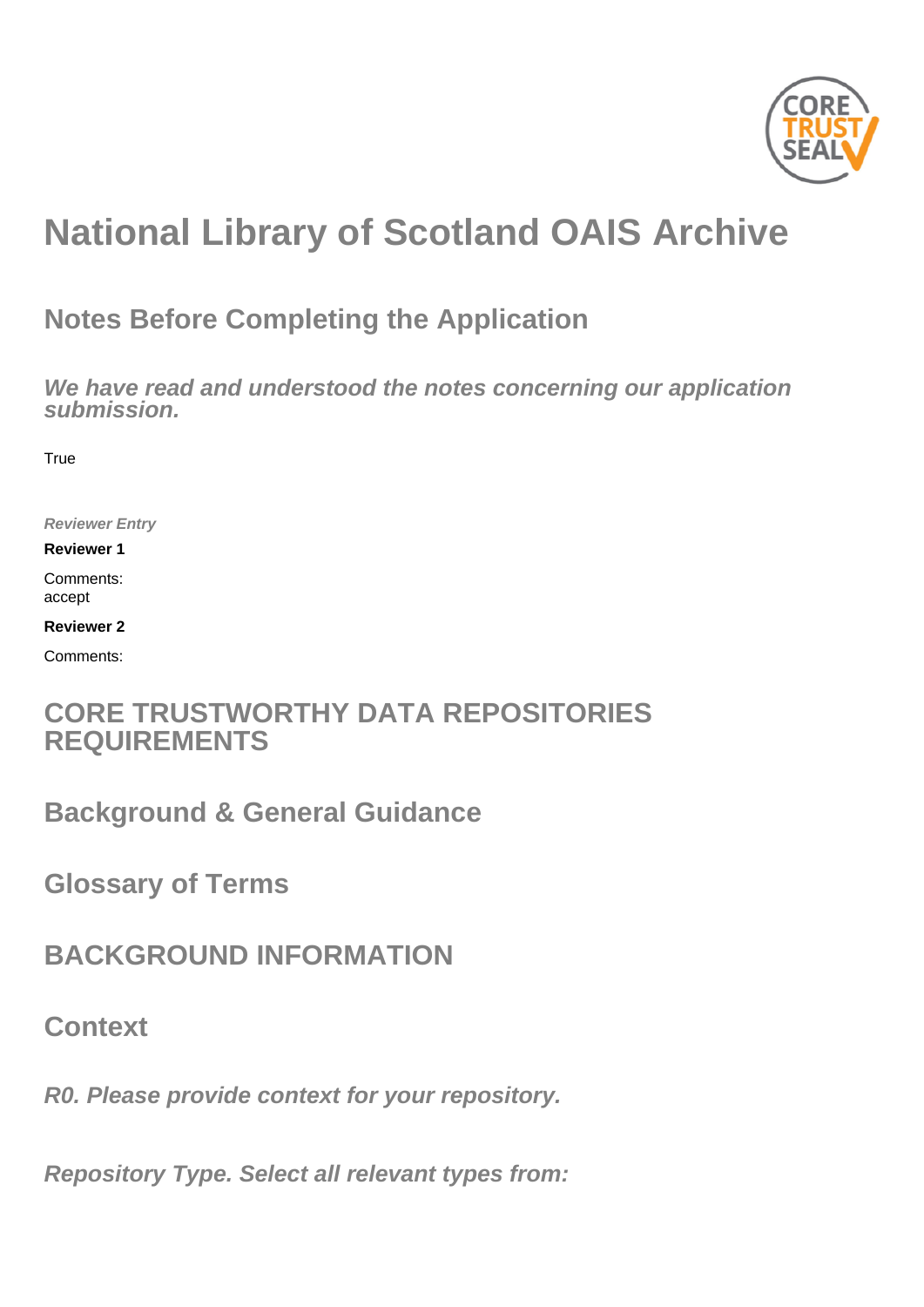# National Library of Scotland OAIS Archive

## Notes Before Completing the Application

### *We have read and understood the notes concerning our application submission.*

True

*Reviewer Entry*

**Reviewer 1**

Comments:
accept

**Reviewer 2**

Comments:

## CORE TRUSTWORTHY DATA REPOSITORIES REQUIREMENTS

## Background & General Guidance

## Glossary of Terms

## BACKGROUND INFORMATION

## Context

### *R0. Please provide context for your repository.*

### *Repository Type. Select all relevant types from:*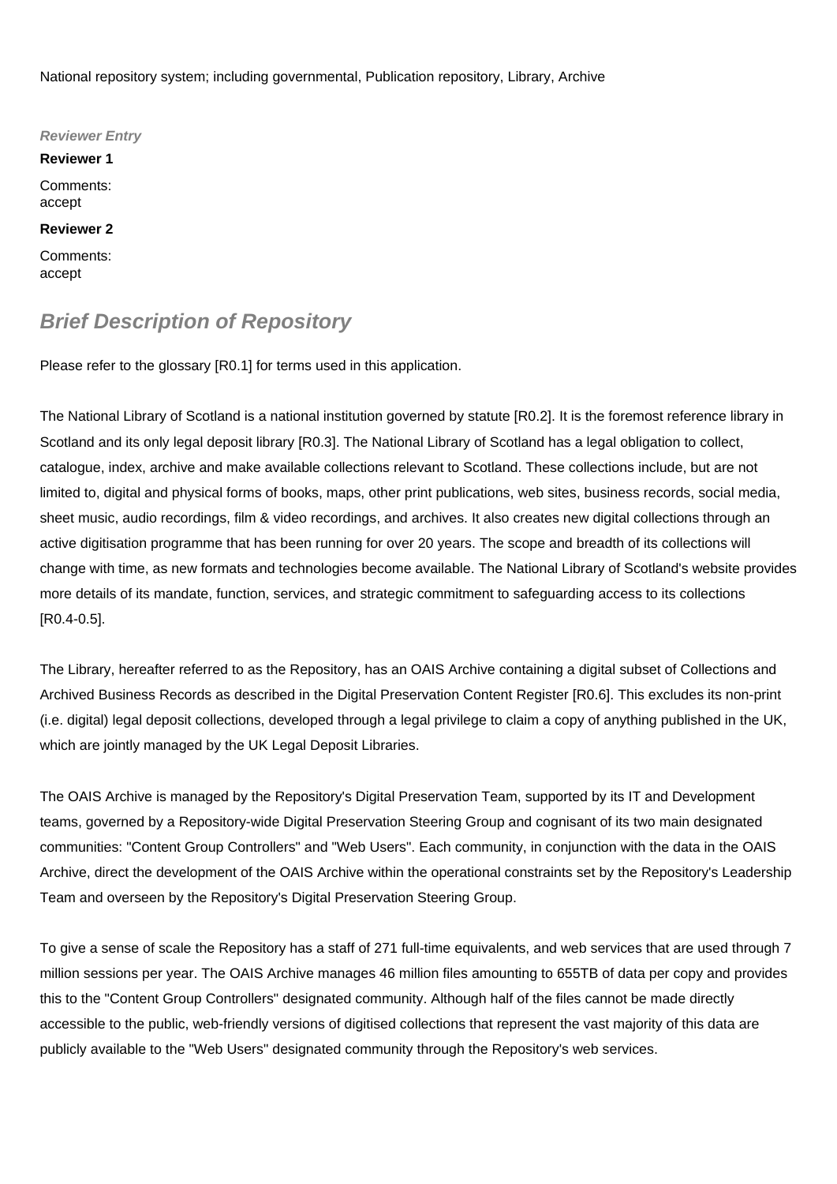National repository system; including governmental, Publication repository, Library, Archive

***Reviewer Entry***

**Reviewer 1**

Comments:
accept

**Reviewer 2**

Comments:
accept

## *Brief Description of Repository*

Please refer to the glossary [R0.1] for terms used in this application.

The National Library of Scotland is a national institution governed by statute [R0.2]. It is the foremost reference library in Scotland and its only legal deposit library [R0.3]. The National Library of Scotland has a legal obligation to collect, catalogue, index, archive and make available collections relevant to Scotland. These collections include, but are not limited to, digital and physical forms of books, maps, other print publications, web sites, business records, social media, sheet music, audio recordings, film & video recordings, and archives. It also creates new digital collections through an active digitisation programme that has been running for over 20 years. The scope and breadth of its collections will change with time, as new formats and technologies become available. The National Library of Scotland's website provides more details of its mandate, function, services, and strategic commitment to safeguarding access to its collections [R0.4-0.5].

The Library, hereafter referred to as the Repository, has an OAIS Archive containing a digital subset of Collections and Archived Business Records as described in the Digital Preservation Content Register [R0.6]. This excludes its non-print (i.e. digital) legal deposit collections, developed through a legal privilege to claim a copy of anything published in the UK, which are jointly managed by the UK Legal Deposit Libraries.

The OAIS Archive is managed by the Repository's Digital Preservation Team, supported by its IT and Development teams, governed by a Repository-wide Digital Preservation Steering Group and cognisant of its two main designated communities: "Content Group Controllers" and "Web Users". Each community, in conjunction with the data in the OAIS Archive, direct the development of the OAIS Archive within the operational constraints set by the Repository's Leadership Team and overseen by the Repository's Digital Preservation Steering Group.

To give a sense of scale the Repository has a staff of 271 full-time equivalents, and web services that are used through 7 million sessions per year. The OAIS Archive manages 46 million files amounting to 655TB of data per copy and provides this to the "Content Group Controllers" designated community. Although half of the files cannot be made directly accessible to the public, web-friendly versions of digitised collections that represent the vast majority of this data are publicly available to the "Web Users" designated community through the Repository's web services.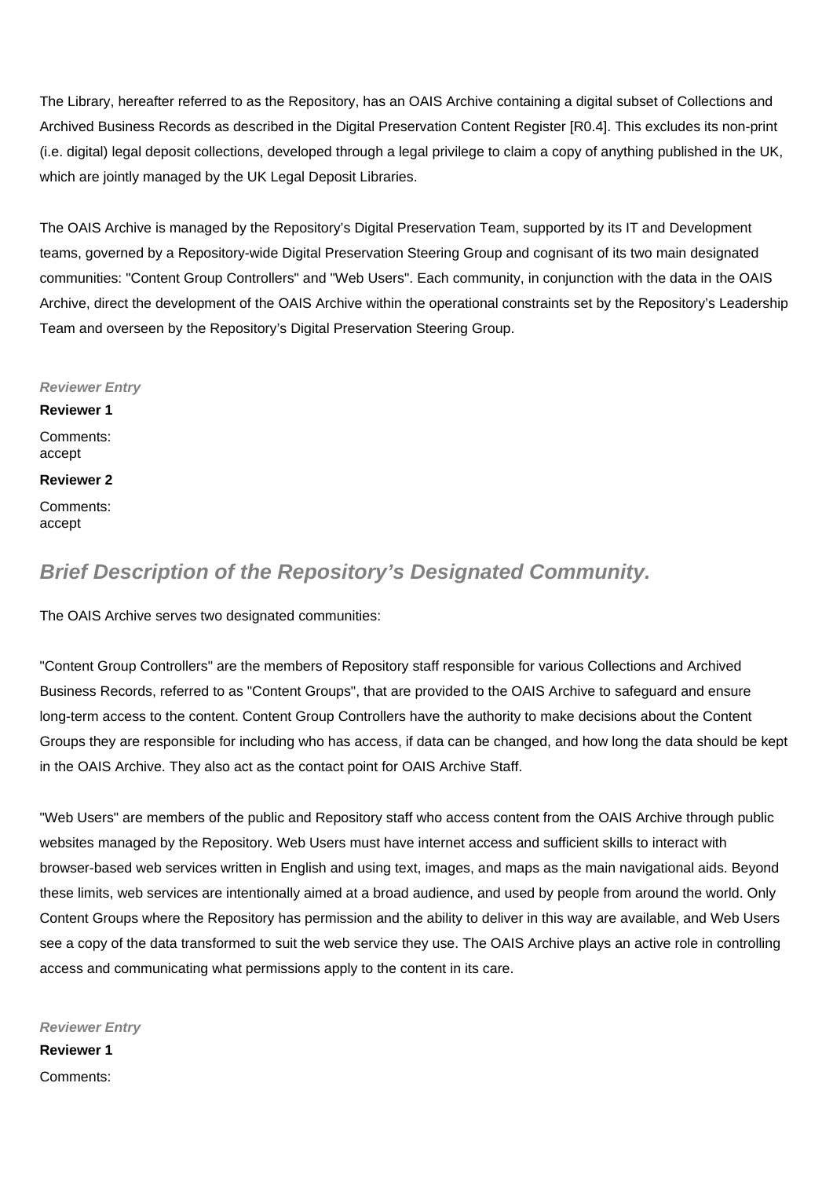The Library, hereafter referred to as the Repository, has an OAIS Archive containing a digital subset of Collections and Archived Business Records as described in the Digital Preservation Content Register [R0.4]. This excludes its non-print (i.e. digital) legal deposit collections, developed through a legal privilege to claim a copy of anything published in the UK, which are jointly managed by the UK Legal Deposit Libraries.

The OAIS Archive is managed by the Repository's Digital Preservation Team, supported by its IT and Development teams, governed by a Repository-wide Digital Preservation Steering Group and cognisant of its two main designated communities: "Content Group Controllers" and "Web Users". Each community, in conjunction with the data in the OAIS Archive, direct the development of the OAIS Archive within the operational constraints set by the Repository's Leadership Team and overseen by the Repository's Digital Preservation Steering Group.

***Reviewer Entry***

**Reviewer 1**

Comments:
accept

**Reviewer 2**

Comments:
accept

## *Brief Description of the Repository's Designated Community.*

The OAIS Archive serves two designated communities:

"Content Group Controllers" are the members of Repository staff responsible for various Collections and Archived Business Records, referred to as "Content Groups", that are provided to the OAIS Archive to safeguard and ensure long-term access to the content. Content Group Controllers have the authority to make decisions about the Content Groups they are responsible for including who has access, if data can be changed, and how long the data should be kept in the OAIS Archive. They also act as the contact point for OAIS Archive Staff.

"Web Users" are members of the public and Repository staff who access content from the OAIS Archive through public websites managed by the Repository. Web Users must have internet access and sufficient skills to interact with browser-based web services written in English and using text, images, and maps as the main navigational aids. Beyond these limits, web services are intentionally aimed at a broad audience, and used by people from around the world. Only Content Groups where the Repository has permission and the ability to deliver in this way are available, and Web Users see a copy of the data transformed to suit the web service they use. The OAIS Archive plays an active role in controlling access and communicating what permissions apply to the content in its care.

***Reviewer Entry***

**Reviewer 1**

Comments: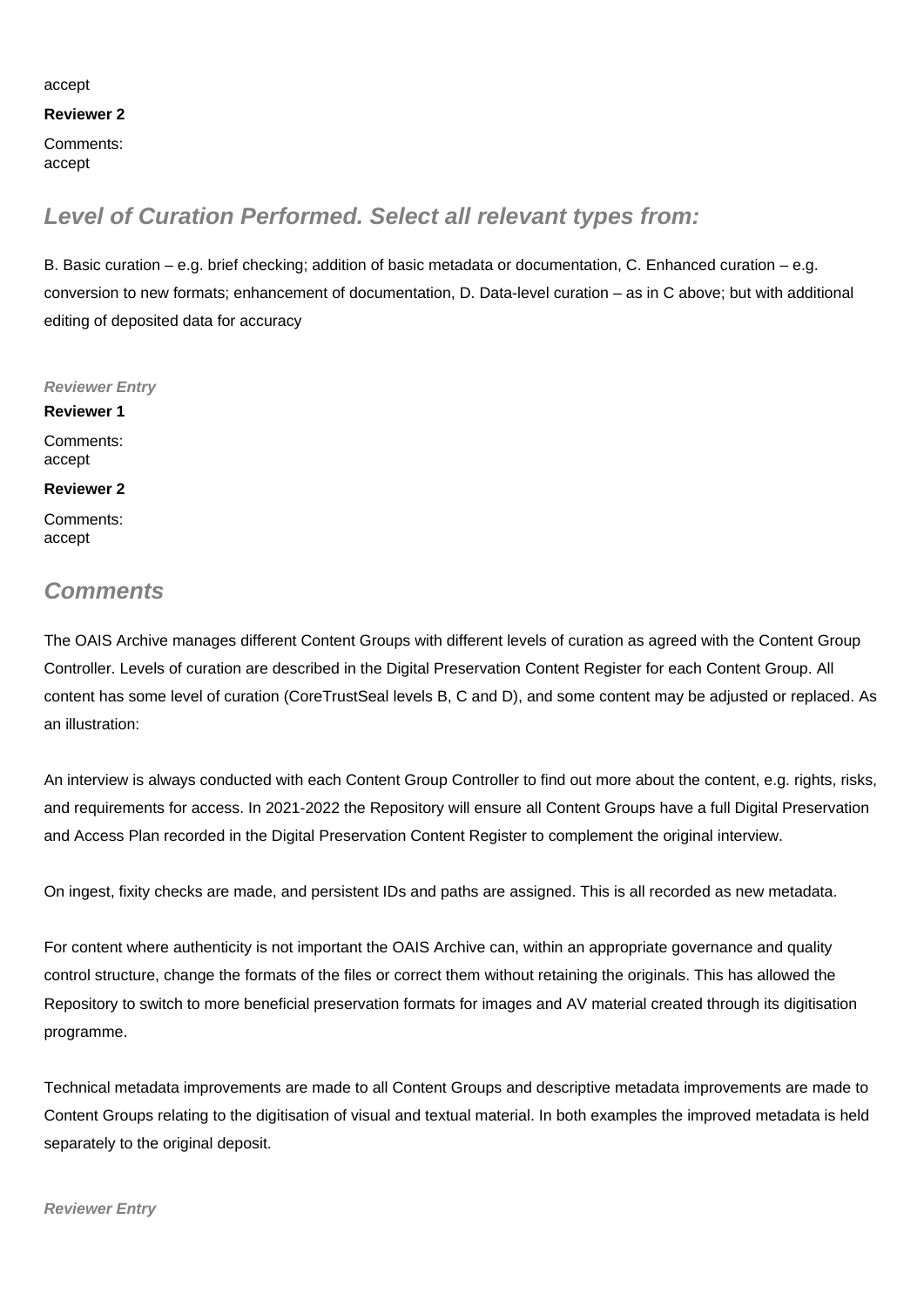accept

**Reviewer 2**

Comments:
accept

## *Level of Curation Performed. Select all relevant types from:*

B. Basic curation – e.g. brief checking; addition of basic metadata or documentation, C. Enhanced curation – e.g. conversion to new formats; enhancement of documentation, D. Data-level curation – as in C above; but with additional editing of deposited data for accuracy

***Reviewer Entry***

**Reviewer 1**

Comments:
accept

**Reviewer 2**

Comments:
accept

## *Comments*

The OAIS Archive manages different Content Groups with different levels of curation as agreed with the Content Group Controller. Levels of curation are described in the Digital Preservation Content Register for each Content Group. All content has some level of curation (CoreTrustSeal levels B, C and D), and some content may be adjusted or replaced. As an illustration:

An interview is always conducted with each Content Group Controller to find out more about the content, e.g. rights, risks, and requirements for access. In 2021-2022 the Repository will ensure all Content Groups have a full Digital Preservation and Access Plan recorded in the Digital Preservation Content Register to complement the original interview.

On ingest, fixity checks are made, and persistent IDs and paths are assigned. This is all recorded as new metadata.

For content where authenticity is not important the OAIS Archive can, within an appropriate governance and quality control structure, change the formats of the files or correct them without retaining the originals. This has allowed the Repository to switch to more beneficial preservation formats for images and AV material created through its digitisation programme.

Technical metadata improvements are made to all Content Groups and descriptive metadata improvements are made to Content Groups relating to the digitisation of visual and textual material. In both examples the improved metadata is held separately to the original deposit.

***Reviewer Entry***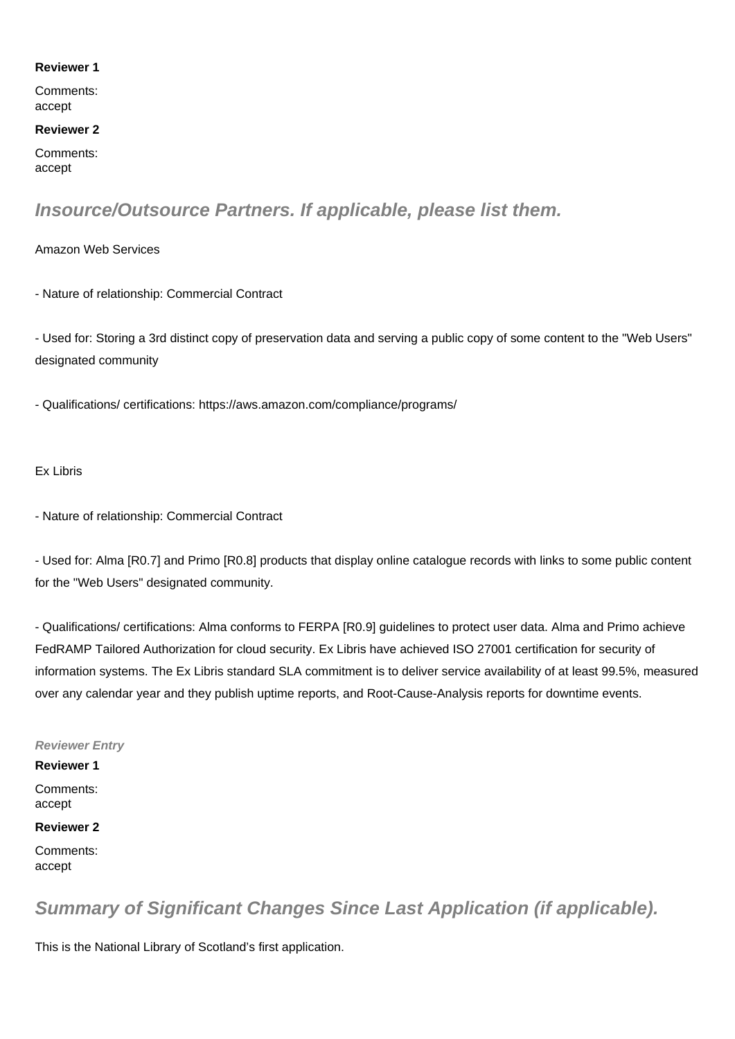**Reviewer 1**

Comments:
accept

**Reviewer 2**

Comments:
accept

## Insource/Outsource Partners. If applicable, please list them.

Amazon Web Services

- Nature of relationship: Commercial Contract

- Used for: Storing a 3rd distinct copy of preservation data and serving a public copy of some content to the "Web Users" designated community

- Qualifications/ certifications: https://aws.amazon.com/compliance/programs/

Ex Libris

- Nature of relationship: Commercial Contract

- Used for: Alma [R0.7] and Primo [R0.8] products that display online catalogue records with links to some public content for the "Web Users" designated community.

- Qualifications/ certifications: Alma conforms to FERPA [R0.9] guidelines to protect user data. Alma and Primo achieve FedRAMP Tailored Authorization for cloud security. Ex Libris have achieved ISO 27001 certification for security of information systems. The Ex Libris standard SLA commitment is to deliver service availability of at least 99.5%, measured over any calendar year and they publish uptime reports, and Root-Cause-Analysis reports for downtime events.

***Reviewer Entry***

**Reviewer 1**

Comments:
accept

**Reviewer 2**

Comments:
accept

## Summary of Significant Changes Since Last Application (if applicable).

This is the National Library of Scotland’s first application.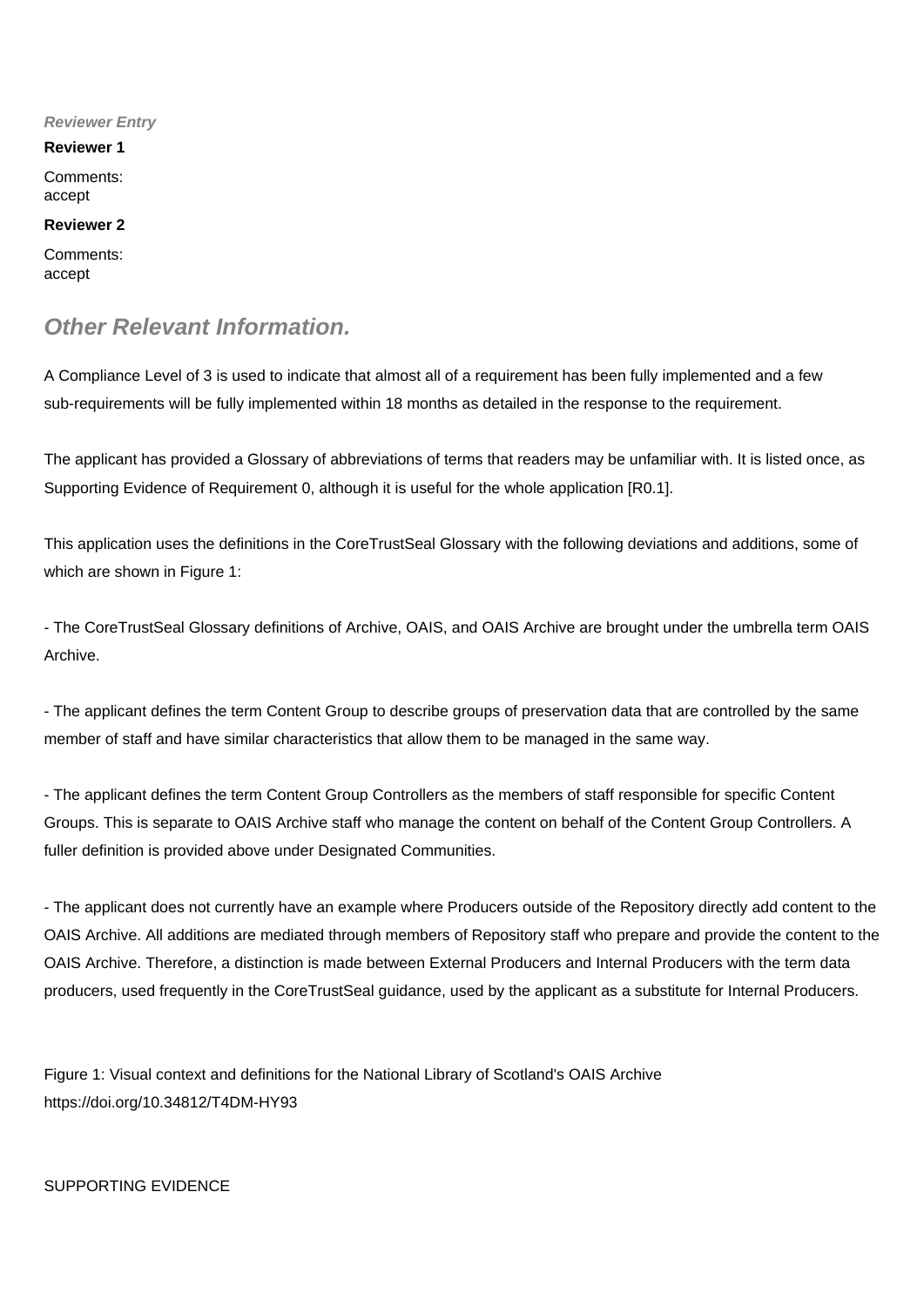***Reviewer Entry***

**Reviewer 1**

Comments:
accept

**Reviewer 2**

Comments:
accept

## ***Other Relevant Information.***

A Compliance Level of 3 is used to indicate that almost all of a requirement has been fully implemented and a few sub-requirements will be fully implemented within 18 months as detailed in the response to the requirement.

The applicant has provided a Glossary of abbreviations of terms that readers may be unfamiliar with. It is listed once, as Supporting Evidence of Requirement 0, although it is useful for the whole application [R0.1].

This application uses the definitions in the CoreTrustSeal Glossary with the following deviations and additions, some of which are shown in Figure 1:

- The CoreTrustSeal Glossary definitions of Archive, OAIS, and OAIS Archive are brought under the umbrella term OAIS Archive.

- The applicant defines the term Content Group to describe groups of preservation data that are controlled by the same member of staff and have similar characteristics that allow them to be managed in the same way.

- The applicant defines the term Content Group Controllers as the members of staff responsible for specific Content Groups. This is separate to OAIS Archive staff who manage the content on behalf of the Content Group Controllers. A fuller definition is provided above under Designated Communities.

- The applicant does not currently have an example where Producers outside of the Repository directly add content to the OAIS Archive. All additions are mediated through members of Repository staff who prepare and provide the content to the OAIS Archive. Therefore, a distinction is made between External Producers and Internal Producers with the term data producers, used frequently in the CoreTrustSeal guidance, used by the applicant as a substitute for Internal Producers.

Figure 1: Visual context and definitions for the National Library of Scotland's OAIS Archive
https://doi.org/10.34812/T4DM-HY93

SUPPORTING EVIDENCE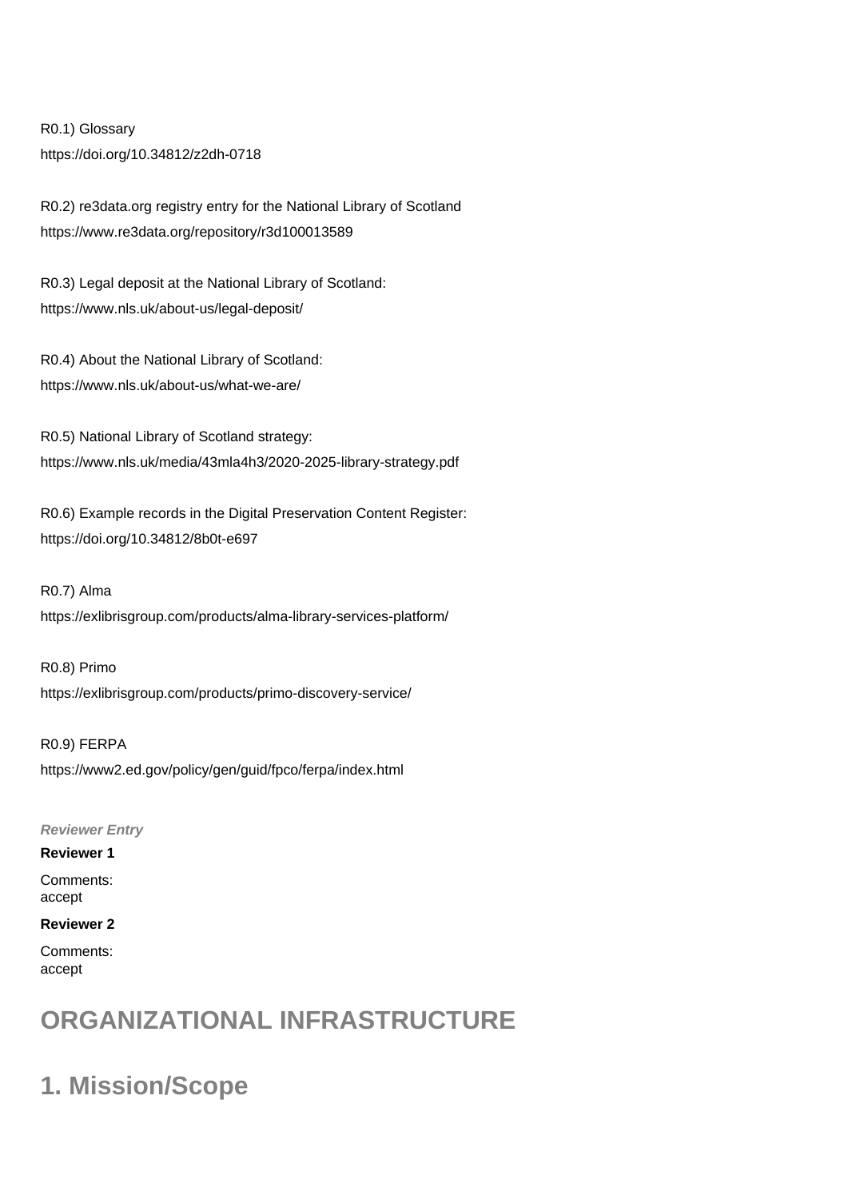R0.1) Glossary
https://doi.org/10.34812/z2dh-0718

R0.2) re3data.org registry entry for the National Library of Scotland
https://www.re3data.org/repository/r3d100013589

R0.3) Legal deposit at the National Library of Scotland:
https://www.nls.uk/about-us/legal-deposit/

R0.4) About the National Library of Scotland:
https://www.nls.uk/about-us/what-we-are/

R0.5) National Library of Scotland strategy:
https://www.nls.uk/media/43mla4h3/2020-2025-library-strategy.pdf

R0.6) Example records in the Digital Preservation Content Register:
https://doi.org/10.34812/8b0t-e697

R0.7) Alma
https://exlibrisgroup.com/products/alma-library-services-platform/

R0.8) Primo
https://exlibrisgroup.com/products/primo-discovery-service/

R0.9) FERPA
https://www2.ed.gov/policy/gen/guid/fpco/ferpa/index.html

***Reviewer Entry***

**Reviewer 1**

Comments:
accept

**Reviewer 2**

Comments:
accept

# ORGANIZATIONAL INFRASTRUCTURE

# 1. Mission/Scope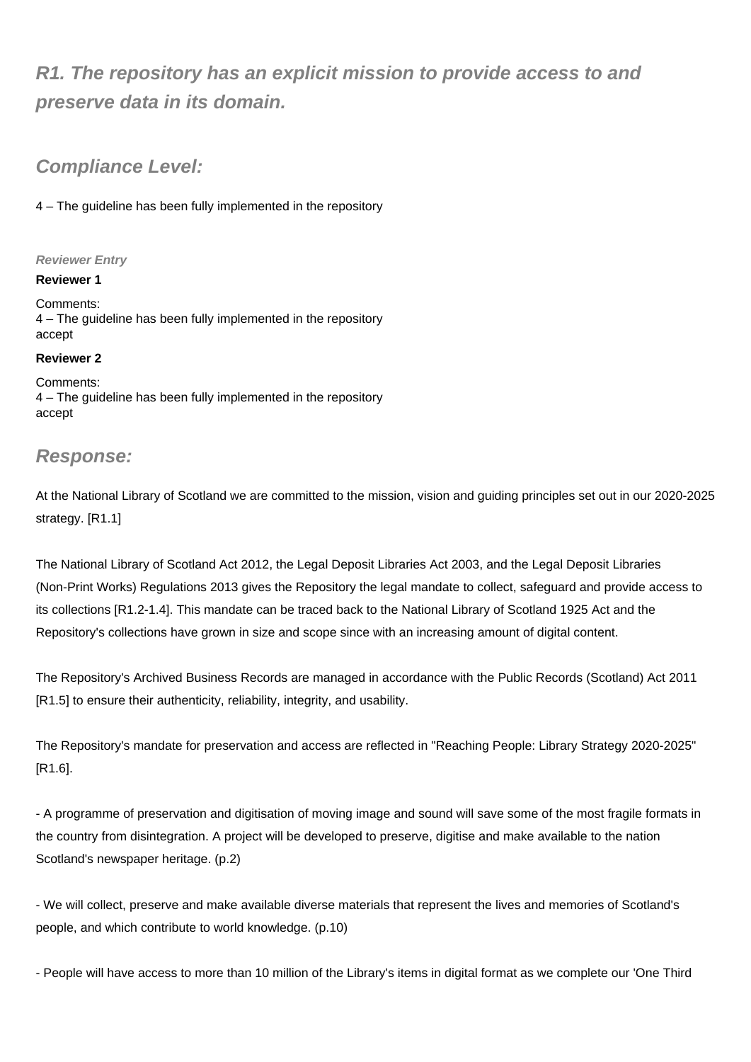## *R1. The repository has an explicit mission to provide access to and preserve data in its domain.*

### *Compliance Level:*

4 – The guideline has been fully implemented in the repository

***Reviewer Entry***

**Reviewer 1**

Comments:
4 – The guideline has been fully implemented in the repository
accept

**Reviewer 2**

Comments:
4 – The guideline has been fully implemented in the repository
accept

### *Response:*

At the National Library of Scotland we are committed to the mission, vision and guiding principles set out in our 2020-2025 strategy. [R1.1]

The National Library of Scotland Act 2012, the Legal Deposit Libraries Act 2003, and the Legal Deposit Libraries (Non-Print Works) Regulations 2013 gives the Repository the legal mandate to collect, safeguard and provide access to its collections [R1.2-1.4]. This mandate can be traced back to the National Library of Scotland 1925 Act and the Repository's collections have grown in size and scope since with an increasing amount of digital content.

The Repository's Archived Business Records are managed in accordance with the Public Records (Scotland) Act 2011 [R1.5] to ensure their authenticity, reliability, integrity, and usability.

The Repository's mandate for preservation and access are reflected in "Reaching People: Library Strategy 2020-2025" [R1.6].

- A programme of preservation and digitisation of moving image and sound will save some of the most fragile formats in the country from disintegration. A project will be developed to preserve, digitise and make available to the nation Scotland's newspaper heritage. (p.2)

- We will collect, preserve and make available diverse materials that represent the lives and memories of Scotland's people, and which contribute to world knowledge. (p.10)

- People will have access to more than 10 million of the Library's items in digital format as we complete our 'One Third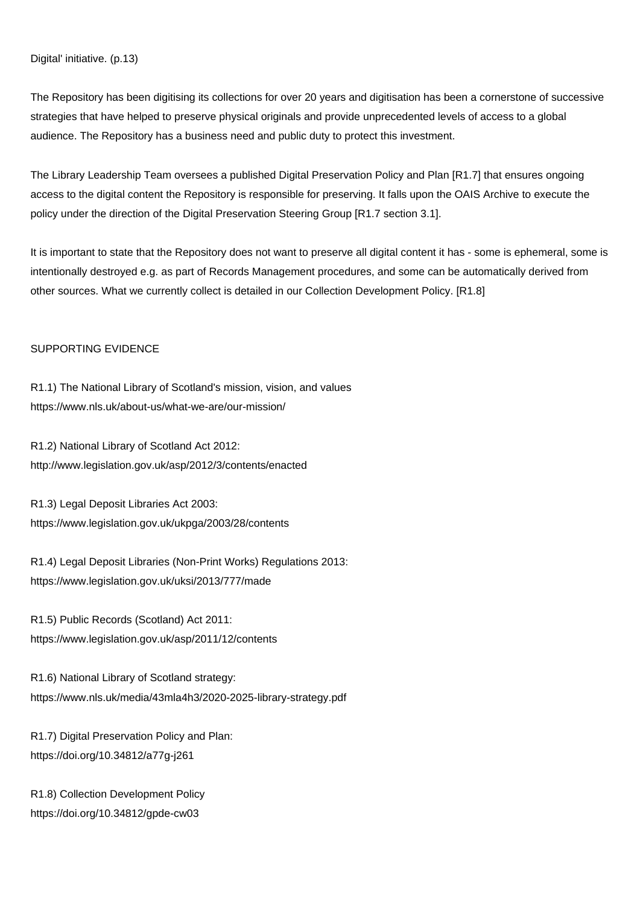Digital' initiative. (p.13)

The Repository has been digitising its collections for over 20 years and digitisation has been a cornerstone of successive strategies that have helped to preserve physical originals and provide unprecedented levels of access to a global audience. The Repository has a business need and public duty to protect this investment.

The Library Leadership Team oversees a published Digital Preservation Policy and Plan [R1.7] that ensures ongoing access to the digital content the Repository is responsible for preserving. It falls upon the OAIS Archive to execute the policy under the direction of the Digital Preservation Steering Group [R1.7 section 3.1].

It is important to state that the Repository does not want to preserve all digital content it has - some is ephemeral, some is intentionally destroyed e.g. as part of Records Management procedures, and some can be automatically derived from other sources. What we currently collect is detailed in our Collection Development Policy. [R1.8]

SUPPORTING EVIDENCE

R1.1) The National Library of Scotland's mission, vision, and values
https://www.nls.uk/about-us/what-we-are/our-mission/

R1.2) National Library of Scotland Act 2012:
http://www.legislation.gov.uk/asp/2012/3/contents/enacted

R1.3) Legal Deposit Libraries Act 2003:
https://www.legislation.gov.uk/ukpga/2003/28/contents

R1.4) Legal Deposit Libraries (Non-Print Works) Regulations 2013:
https://www.legislation.gov.uk/uksi/2013/777/made

R1.5) Public Records (Scotland) Act 2011:
https://www.legislation.gov.uk/asp/2011/12/contents

R1.6) National Library of Scotland strategy:
https://www.nls.uk/media/43mla4h3/2020-2025-library-strategy.pdf

R1.7) Digital Preservation Policy and Plan:
https://doi.org/10.34812/a77g-j261

R1.8) Collection Development Policy
https://doi.org/10.34812/gpde-cw03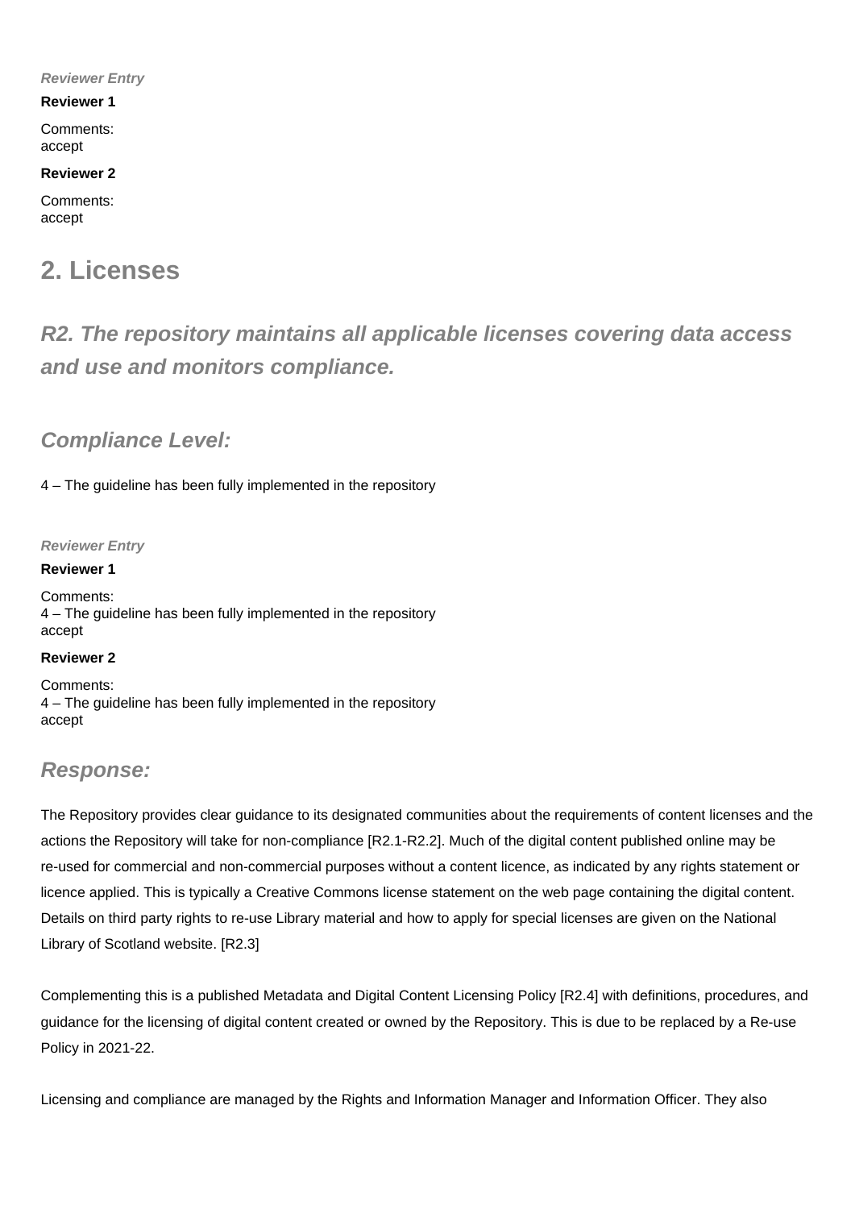***Reviewer Entry***

**Reviewer 1**

Comments:
accept

**Reviewer 2**

Comments:
accept

## 2. Licenses

### *R2. The repository maintains all applicable licenses covering data access and use and monitors compliance.*

#### *Compliance Level:*

4 – The guideline has been fully implemented in the repository

***Reviewer Entry***

**Reviewer 1**

Comments:
4 – The guideline has been fully implemented in the repository
accept

**Reviewer 2**

Comments:
4 – The guideline has been fully implemented in the repository
accept

#### *Response:*

The Repository provides clear guidance to its designated communities about the requirements of content licenses and the actions the Repository will take for non-compliance [R2.1-R2.2]. Much of the digital content published online may be re-used for commercial and non-commercial purposes without a content licence, as indicated by any rights statement or licence applied. This is typically a Creative Commons license statement on the web page containing the digital content. Details on third party rights to re-use Library material and how to apply for special licenses are given on the National Library of Scotland website. [R2.3]

Complementing this is a published Metadata and Digital Content Licensing Policy [R2.4] with definitions, procedures, and guidance for the licensing of digital content created or owned by the Repository. This is due to be replaced by a Re-use Policy in 2021-22.

Licensing and compliance are managed by the Rights and Information Manager and Information Officer. They also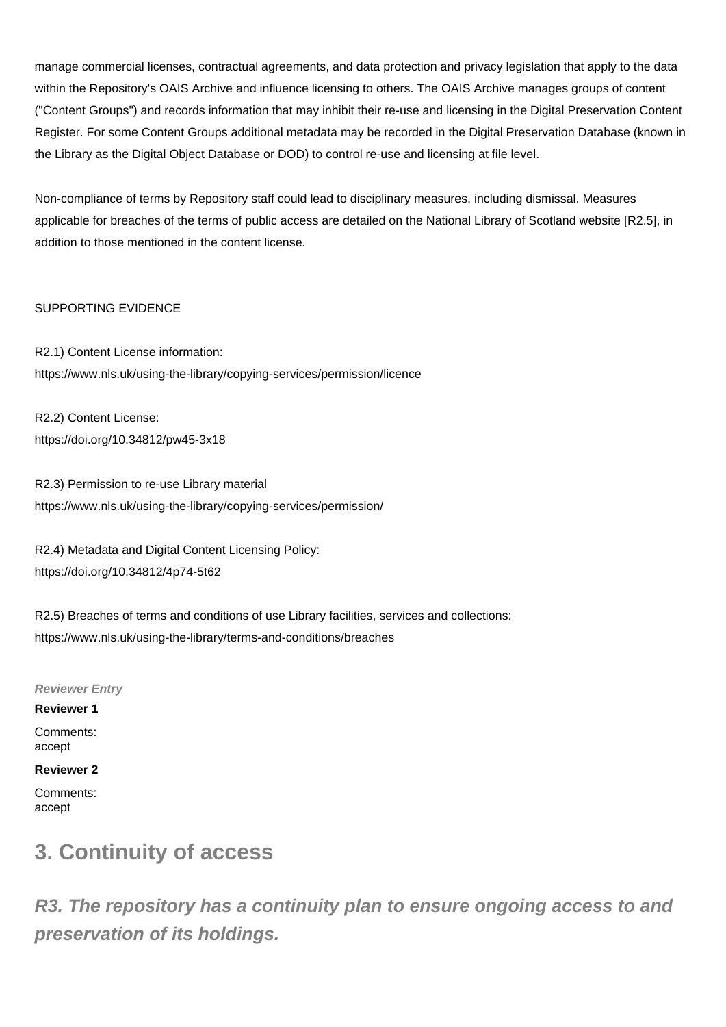manage commercial licenses, contractual agreements, and data protection and privacy legislation that apply to the data within the Repository's OAIS Archive and influence licensing to others. The OAIS Archive manages groups of content ("Content Groups") and records information that may inhibit their re-use and licensing in the Digital Preservation Content Register. For some Content Groups additional metadata may be recorded in the Digital Preservation Database (known in the Library as the Digital Object Database or DOD) to control re-use and licensing at file level.

Non-compliance of terms by Repository staff could lead to disciplinary measures, including dismissal. Measures applicable for breaches of the terms of public access are detailed on the National Library of Scotland website [R2.5], in addition to those mentioned in the content license.

SUPPORTING EVIDENCE

R2.1) Content License information:
https://www.nls.uk/using-the-library/copying-services/permission/licence

R2.2) Content License:
https://doi.org/10.34812/pw45-3x18

R2.3) Permission to re-use Library material
https://www.nls.uk/using-the-library/copying-services/permission/

R2.4) Metadata and Digital Content Licensing Policy:
https://doi.org/10.34812/4p74-5t62

R2.5) Breaches of terms and conditions of use Library facilities, services and collections:
https://www.nls.uk/using-the-library/terms-and-conditions/breaches

***Reviewer Entry***

**Reviewer 1**

Comments:
accept

**Reviewer 2**

Comments:
accept

## 3. Continuity of access

### *R3. The repository has a continuity plan to ensure ongoing access to and preservation of its holdings.*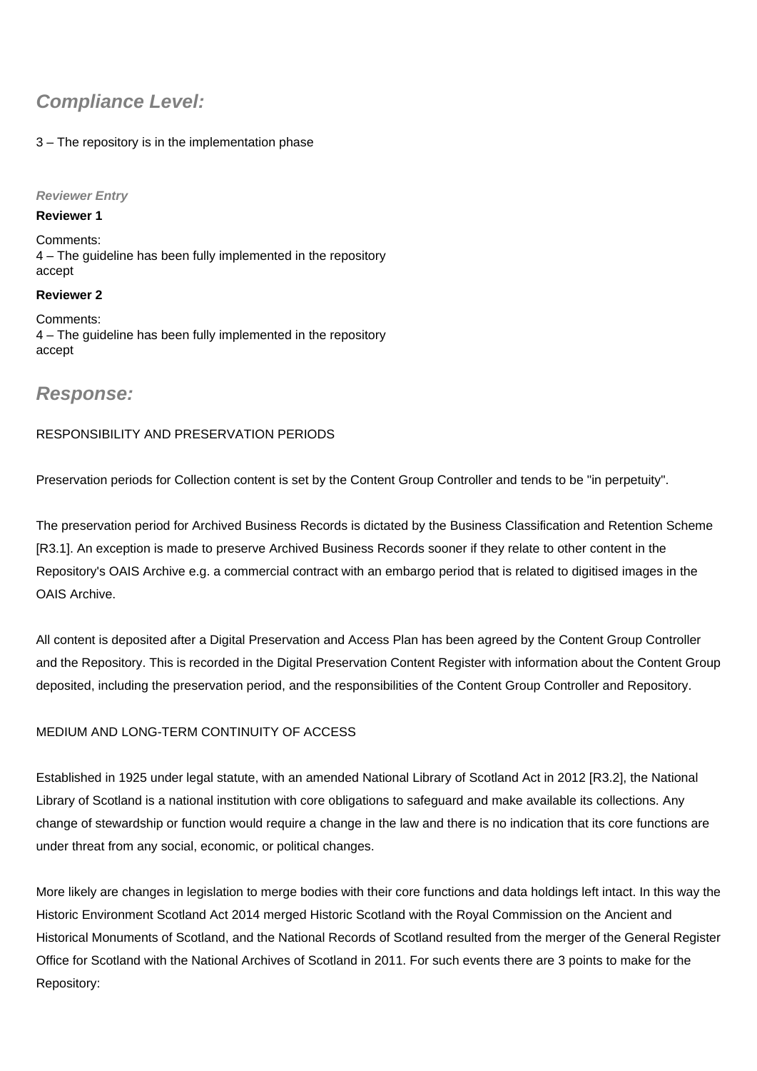## *Compliance Level:*

3 – The repository is in the implementation phase

***Reviewer Entry***

**Reviewer 1**

Comments:
4 – The guideline has been fully implemented in the repository
accept

**Reviewer 2**

Comments:
4 – The guideline has been fully implemented in the repository
accept

## *Response:*

RESPONSIBILITY AND PRESERVATION PERIODS

Preservation periods for Collection content is set by the Content Group Controller and tends to be "in perpetuity".

The preservation period for Archived Business Records is dictated by the Business Classification and Retention Scheme [R3.1]. An exception is made to preserve Archived Business Records sooner if they relate to other content in the Repository's OAIS Archive e.g. a commercial contract with an embargo period that is related to digitised images in the OAIS Archive.

All content is deposited after a Digital Preservation and Access Plan has been agreed by the Content Group Controller and the Repository. This is recorded in the Digital Preservation Content Register with information about the Content Group deposited, including the preservation period, and the responsibilities of the Content Group Controller and Repository.

MEDIUM AND LONG-TERM CONTINUITY OF ACCESS

Established in 1925 under legal statute, with an amended National Library of Scotland Act in 2012 [R3.2], the National Library of Scotland is a national institution with core obligations to safeguard and make available its collections. Any change of stewardship or function would require a change in the law and there is no indication that its core functions are under threat from any social, economic, or political changes.

More likely are changes in legislation to merge bodies with their core functions and data holdings left intact. In this way the Historic Environment Scotland Act 2014 merged Historic Scotland with the Royal Commission on the Ancient and Historical Monuments of Scotland, and the National Records of Scotland resulted from the merger of the General Register Office for Scotland with the National Archives of Scotland in 2011. For such events there are 3 points to make for the Repository: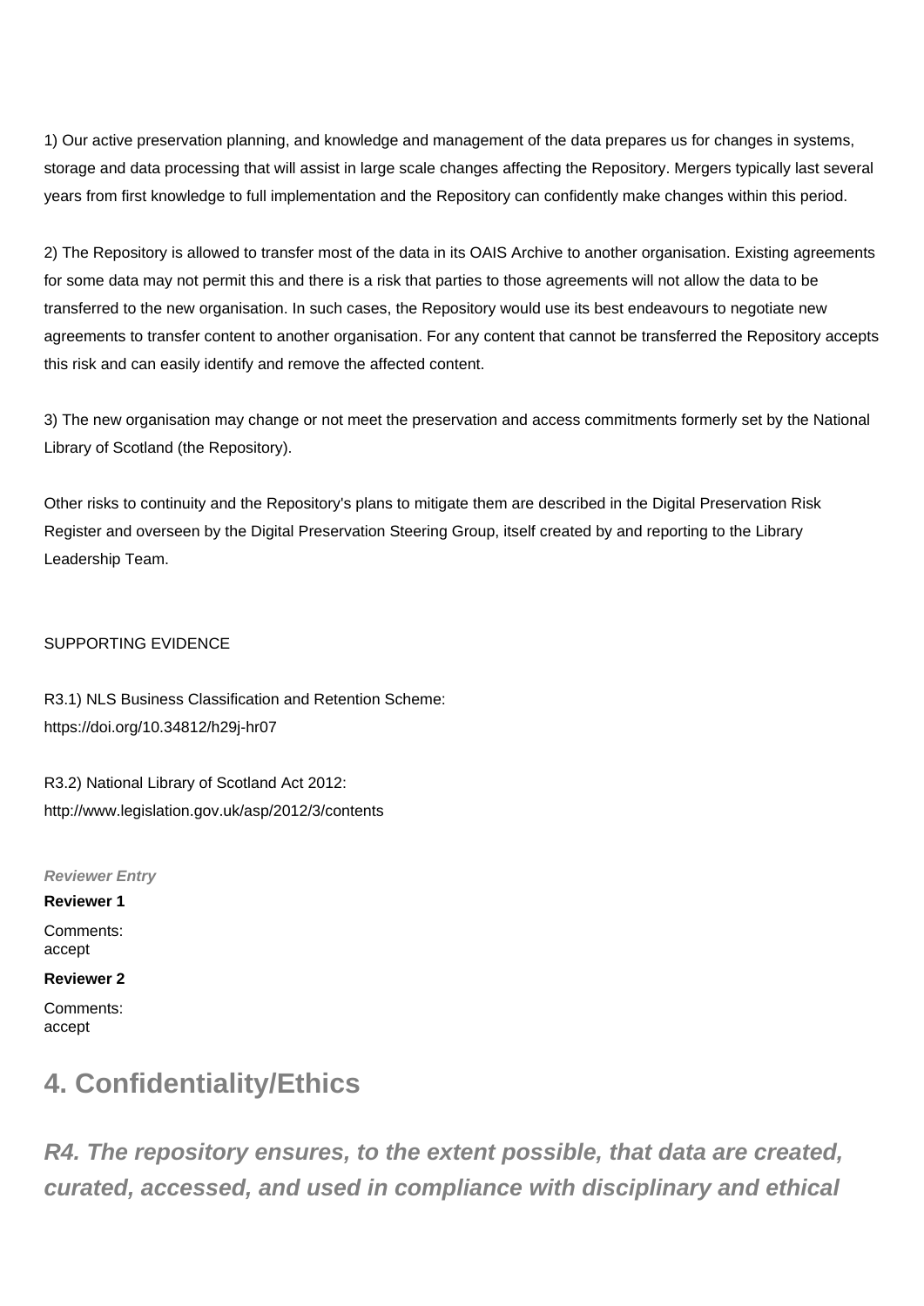1) Our active preservation planning, and knowledge and management of the data prepares us for changes in systems, storage and data processing that will assist in large scale changes affecting the Repository. Mergers typically last several years from first knowledge to full implementation and the Repository can confidently make changes within this period.

2) The Repository is allowed to transfer most of the data in its OAIS Archive to another organisation. Existing agreements for some data may not permit this and there is a risk that parties to those agreements will not allow the data to be transferred to the new organisation. In such cases, the Repository would use its best endeavours to negotiate new agreements to transfer content to another organisation. For any content that cannot be transferred the Repository accepts this risk and can easily identify and remove the affected content.

3) The new organisation may change or not meet the preservation and access commitments formerly set by the National Library of Scotland (the Repository).

Other risks to continuity and the Repository's plans to mitigate them are described in the Digital Preservation Risk Register and overseen by the Digital Preservation Steering Group, itself created by and reporting to the Library Leadership Team.

SUPPORTING EVIDENCE

R3.1) NLS Business Classification and Retention Scheme:
https://doi.org/10.34812/h29j-hr07

R3.2) National Library of Scotland Act 2012:
http://www.legislation.gov.uk/asp/2012/3/contents

***Reviewer Entry***

**Reviewer 1**

Comments:
accept

**Reviewer 2**

Comments:
accept

## 4. Confidentiality/Ethics

### *R4. The repository ensures, to the extent possible, that data are created, curated, accessed, and used in compliance with disciplinary and ethical*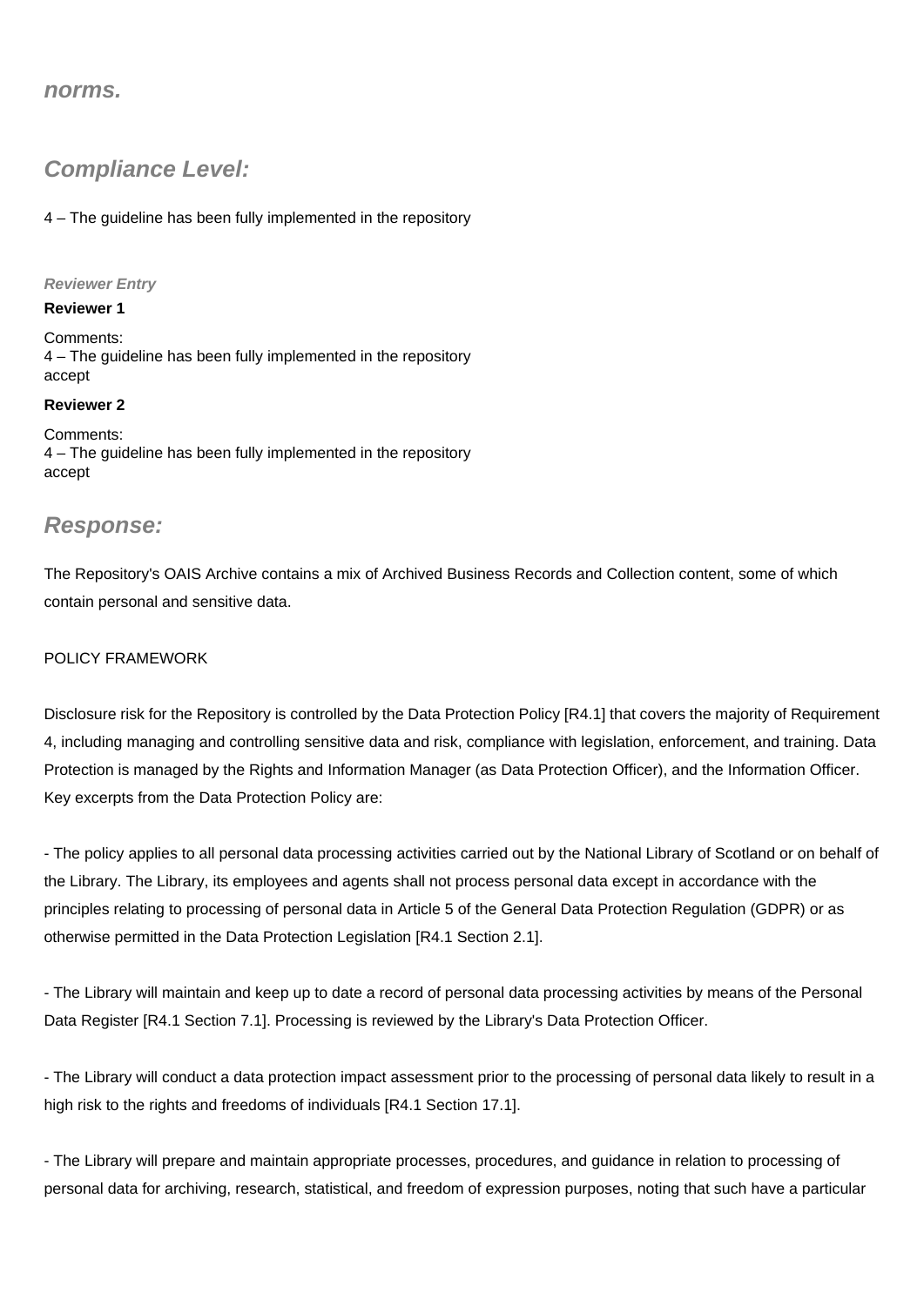## norms.

## Compliance Level:

4 – The guideline has been fully implemented in the repository

***Reviewer Entry***

**Reviewer 1**

Comments:
4 – The guideline has been fully implemented in the repository
accept

**Reviewer 2**

Comments:
4 – The guideline has been fully implemented in the repository
accept

## Response:

The Repository's OAIS Archive contains a mix of Archived Business Records and Collection content, some of which contain personal and sensitive data.

POLICY FRAMEWORK

Disclosure risk for the Repository is controlled by the Data Protection Policy [R4.1] that covers the majority of Requirement 4, including managing and controlling sensitive data and risk, compliance with legislation, enforcement, and training. Data Protection is managed by the Rights and Information Manager (as Data Protection Officer), and the Information Officer. Key excerpts from the Data Protection Policy are:

- The policy applies to all personal data processing activities carried out by the National Library of Scotland or on behalf of the Library. The Library, its employees and agents shall not process personal data except in accordance with the principles relating to processing of personal data in Article 5 of the General Data Protection Regulation (GDPR) or as otherwise permitted in the Data Protection Legislation [R4.1 Section 2.1].

- The Library will maintain and keep up to date a record of personal data processing activities by means of the Personal Data Register [R4.1 Section 7.1]. Processing is reviewed by the Library's Data Protection Officer.

- The Library will conduct a data protection impact assessment prior to the processing of personal data likely to result in a high risk to the rights and freedoms of individuals [R4.1 Section 17.1].

- The Library will prepare and maintain appropriate processes, procedures, and guidance in relation to processing of personal data for archiving, research, statistical, and freedom of expression purposes, noting that such have a particular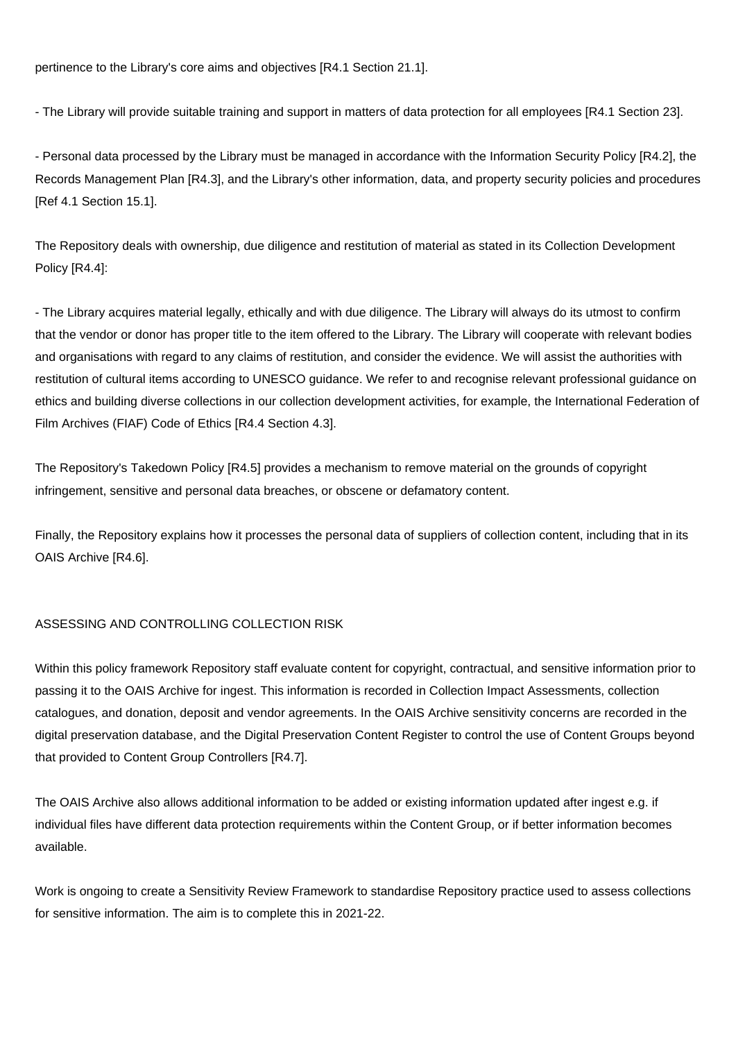pertinence to the Library's core aims and objectives [R4.1 Section 21.1].

- The Library will provide suitable training and support in matters of data protection for all employees [R4.1 Section 23].

- Personal data processed by the Library must be managed in accordance with the Information Security Policy [R4.2], the Records Management Plan [R4.3], and the Library's other information, data, and property security policies and procedures [Ref 4.1 Section 15.1].

The Repository deals with ownership, due diligence and restitution of material as stated in its Collection Development Policy [R4.4]:

- The Library acquires material legally, ethically and with due diligence. The Library will always do its utmost to confirm that the vendor or donor has proper title to the item offered to the Library. The Library will cooperate with relevant bodies and organisations with regard to any claims of restitution, and consider the evidence. We will assist the authorities with restitution of cultural items according to UNESCO guidance. We refer to and recognise relevant professional guidance on ethics and building diverse collections in our collection development activities, for example, the International Federation of Film Archives (FIAF) Code of Ethics [R4.4 Section 4.3].

The Repository's Takedown Policy [R4.5] provides a mechanism to remove material on the grounds of copyright infringement, sensitive and personal data breaches, or obscene or defamatory content.

Finally, the Repository explains how it processes the personal data of suppliers of collection content, including that in its OAIS Archive [R4.6].

## ASSESSING AND CONTROLLING COLLECTION RISK

Within this policy framework Repository staff evaluate content for copyright, contractual, and sensitive information prior to passing it to the OAIS Archive for ingest. This information is recorded in Collection Impact Assessments, collection catalogues, and donation, deposit and vendor agreements. In the OAIS Archive sensitivity concerns are recorded in the digital preservation database, and the Digital Preservation Content Register to control the use of Content Groups beyond that provided to Content Group Controllers [R4.7].

The OAIS Archive also allows additional information to be added or existing information updated after ingest e.g. if individual files have different data protection requirements within the Content Group, or if better information becomes available.

Work is ongoing to create a Sensitivity Review Framework to standardise Repository practice used to assess collections for sensitive information. The aim is to complete this in 2021-22.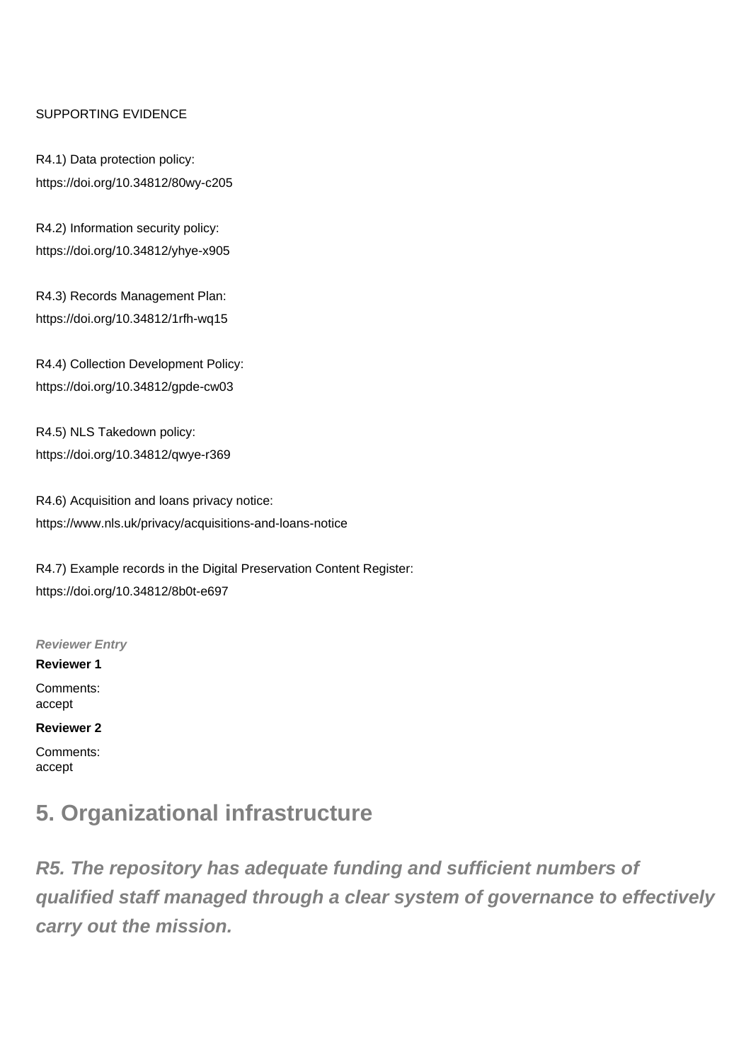SUPPORTING EVIDENCE

R4.1) Data protection policy:
https://doi.org/10.34812/80wy-c205

R4.2) Information security policy:
https://doi.org/10.34812/yhye-x905

R4.3) Records Management Plan:
https://doi.org/10.34812/1rfh-wq15

R4.4) Collection Development Policy:
https://doi.org/10.34812/gpde-cw03

R4.5) NLS Takedown policy:
https://doi.org/10.34812/qwye-r369

R4.6) Acquisition and loans privacy notice:
https://www.nls.uk/privacy/acquisitions-and-loans-notice

R4.7) Example records in the Digital Preservation Content Register:
https://doi.org/10.34812/8b0t-e697

***Reviewer Entry***

**Reviewer 1**

Comments:
accept

**Reviewer 2**

Comments:
accept

## 5. Organizational infrastructure

### *R5. The repository has adequate funding and sufficient numbers of qualified staff managed through a clear system of governance to effectively carry out the mission.*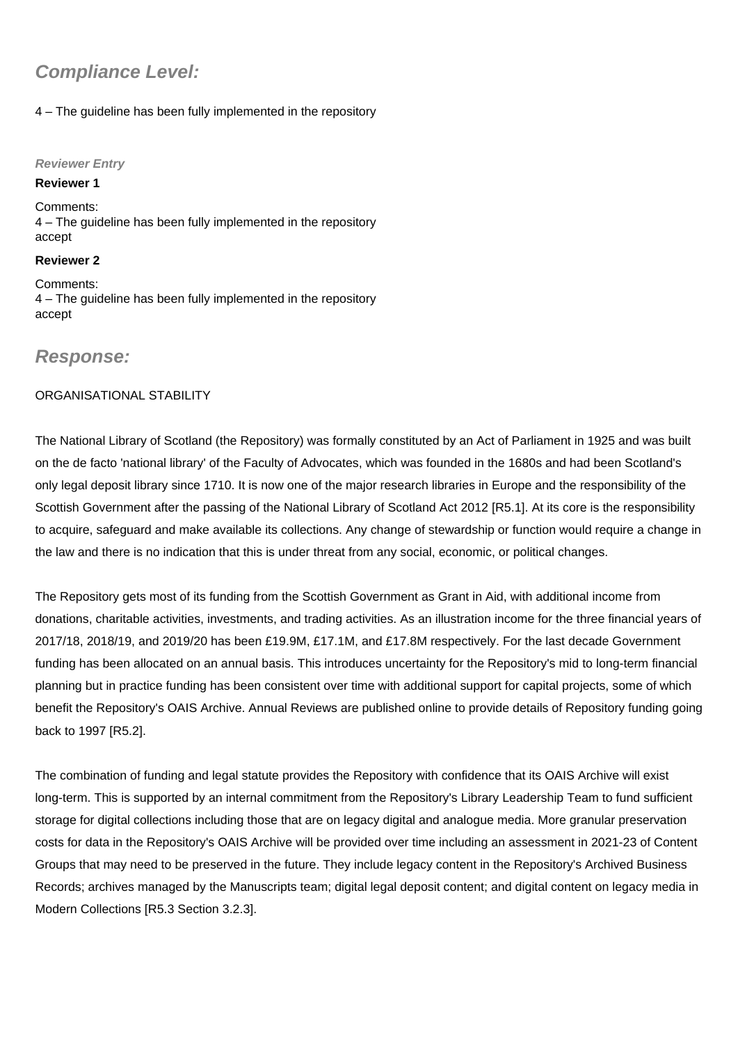## *Compliance Level:*

4 – The guideline has been fully implemented in the repository

***Reviewer Entry***

**Reviewer 1**

Comments:
4 – The guideline has been fully implemented in the repository
accept

**Reviewer 2**

Comments:
4 – The guideline has been fully implemented in the repository
accept

## *Response:*

ORGANISATIONAL STABILITY

The National Library of Scotland (the Repository) was formally constituted by an Act of Parliament in 1925 and was built on the de facto 'national library' of the Faculty of Advocates, which was founded in the 1680s and had been Scotland's only legal deposit library since 1710. It is now one of the major research libraries in Europe and the responsibility of the Scottish Government after the passing of the National Library of Scotland Act 2012 [R5.1]. At its core is the responsibility to acquire, safeguard and make available its collections. Any change of stewardship or function would require a change in the law and there is no indication that this is under threat from any social, economic, or political changes.

The Repository gets most of its funding from the Scottish Government as Grant in Aid, with additional income from donations, charitable activities, investments, and trading activities. As an illustration income for the three financial years of 2017/18, 2018/19, and 2019/20 has been £19.9M, £17.1M, and £17.8M respectively. For the last decade Government funding has been allocated on an annual basis. This introduces uncertainty for the Repository's mid to long-term financial planning but in practice funding has been consistent over time with additional support for capital projects, some of which benefit the Repository's OAIS Archive. Annual Reviews are published online to provide details of Repository funding going back to 1997 [R5.2].

The combination of funding and legal statute provides the Repository with confidence that its OAIS Archive will exist long-term. This is supported by an internal commitment from the Repository's Library Leadership Team to fund sufficient storage for digital collections including those that are on legacy digital and analogue media. More granular preservation costs for data in the Repository's OAIS Archive will be provided over time including an assessment in 2021-23 of Content Groups that may need to be preserved in the future. They include legacy content in the Repository's Archived Business Records; archives managed by the Manuscripts team; digital legal deposit content; and digital content on legacy media in Modern Collections [R5.3 Section 3.2.3].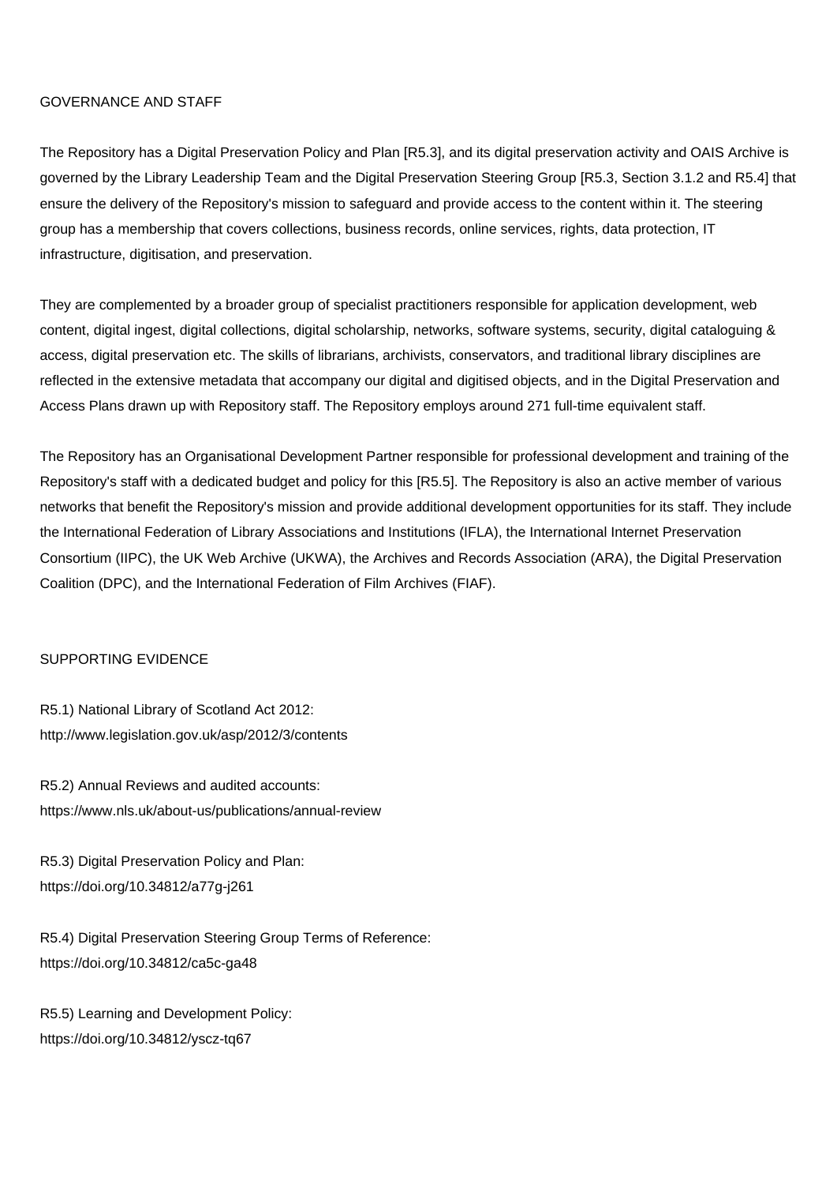GOVERNANCE AND STAFF

The Repository has a Digital Preservation Policy and Plan [R5.3], and its digital preservation activity and OAIS Archive is governed by the Library Leadership Team and the Digital Preservation Steering Group [R5.3, Section 3.1.2 and R5.4] that ensure the delivery of the Repository's mission to safeguard and provide access to the content within it. The steering group has a membership that covers collections, business records, online services, rights, data protection, IT infrastructure, digitisation, and preservation.

They are complemented by a broader group of specialist practitioners responsible for application development, web content, digital ingest, digital collections, digital scholarship, networks, software systems, security, digital cataloguing & access, digital preservation etc. The skills of librarians, archivists, conservators, and traditional library disciplines are reflected in the extensive metadata that accompany our digital and digitised objects, and in the Digital Preservation and Access Plans drawn up with Repository staff. The Repository employs around 271 full-time equivalent staff.

The Repository has an Organisational Development Partner responsible for professional development and training of the Repository's staff with a dedicated budget and policy for this [R5.5]. The Repository is also an active member of various networks that benefit the Repository's mission and provide additional development opportunities for its staff. They include the International Federation of Library Associations and Institutions (IFLA), the International Internet Preservation Consortium (IIPC), the UK Web Archive (UKWA), the Archives and Records Association (ARA), the Digital Preservation Coalition (DPC), and the International Federation of Film Archives (FIAF).

SUPPORTING EVIDENCE

R5.1) National Library of Scotland Act 2012:
http://www.legislation.gov.uk/asp/2012/3/contents

R5.2) Annual Reviews and audited accounts:
https://www.nls.uk/about-us/publications/annual-review

R5.3) Digital Preservation Policy and Plan:
https://doi.org/10.34812/a77g-j261

R5.4) Digital Preservation Steering Group Terms of Reference:
https://doi.org/10.34812/ca5c-ga48

R5.5) Learning and Development Policy:
https://doi.org/10.34812/yscz-tq67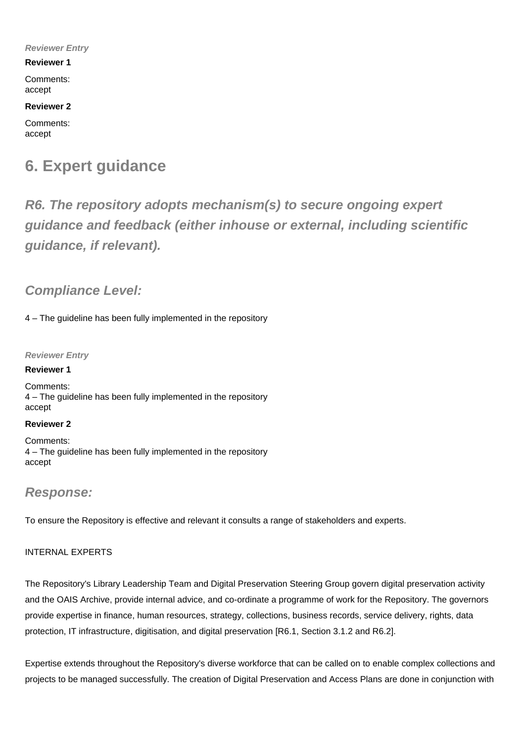***Reviewer Entry***

**Reviewer 1**

Comments:
accept

**Reviewer 2**

Comments:
accept

## 6. Expert guidance

### *R6. The repository adopts mechanism(s) to secure ongoing expert guidance and feedback (either inhouse or external, including scientific guidance, if relevant).*

### *Compliance Level:*

4 – The guideline has been fully implemented in the repository

***Reviewer Entry***

**Reviewer 1**

Comments:
4 – The guideline has been fully implemented in the repository
accept

**Reviewer 2**

Comments:
4 – The guideline has been fully implemented in the repository
accept

### *Response:*

To ensure the Repository is effective and relevant it consults a range of stakeholders and experts.

INTERNAL EXPERTS

The Repository's Library Leadership Team and Digital Preservation Steering Group govern digital preservation activity and the OAIS Archive, provide internal advice, and co-ordinate a programme of work for the Repository. The governors provide expertise in finance, human resources, strategy, collections, business records, service delivery, rights, data protection, IT infrastructure, digitisation, and digital preservation [R6.1, Section 3.1.2 and R6.2].

Expertise extends throughout the Repository's diverse workforce that can be called on to enable complex collections and projects to be managed successfully. The creation of Digital Preservation and Access Plans are done in conjunction with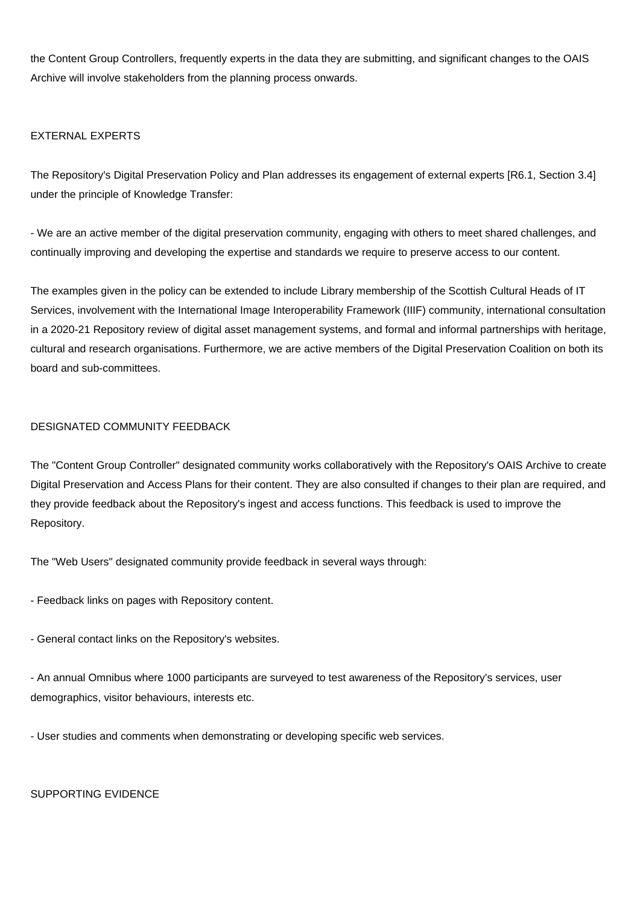the Content Group Controllers, frequently experts in the data they are submitting, and significant changes to the OAIS Archive will involve stakeholders from the planning process onwards.

EXTERNAL EXPERTS

The Repository's Digital Preservation Policy and Plan addresses its engagement of external experts [R6.1, Section 3.4] under the principle of Knowledge Transfer:

- We are an active member of the digital preservation community, engaging with others to meet shared challenges, and continually improving and developing the expertise and standards we require to preserve access to our content.

The examples given in the policy can be extended to include Library membership of the Scottish Cultural Heads of IT Services, involvement with the International Image Interoperability Framework (IIIF) community, international consultation in a 2020-21 Repository review of digital asset management systems, and formal and informal partnerships with heritage, cultural and research organisations. Furthermore, we are active members of the Digital Preservation Coalition on both its board and sub-committees.

DESIGNATED COMMUNITY FEEDBACK

The "Content Group Controller" designated community works collaboratively with the Repository's OAIS Archive to create Digital Preservation and Access Plans for their content. They are also consulted if changes to their plan are required, and they provide feedback about the Repository's ingest and access functions. This feedback is used to improve the Repository.

The "Web Users" designated community provide feedback in several ways through:

- Feedback links on pages with Repository content.

- General contact links on the Repository's websites.

- An annual Omnibus where 1000 participants are surveyed to test awareness of the Repository's services, user demographics, visitor behaviours, interests etc.

- User studies and comments when demonstrating or developing specific web services.

SUPPORTING EVIDENCE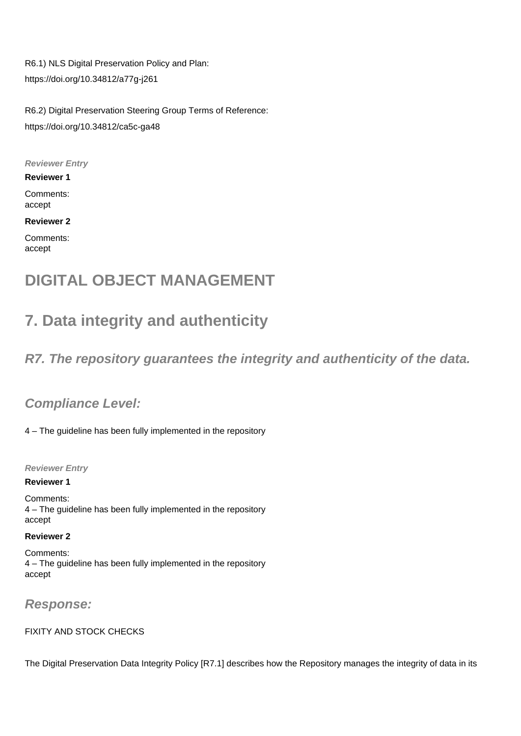R6.1) NLS Digital Preservation Policy and Plan:
https://doi.org/10.34812/a77g-j261

R6.2) Digital Preservation Steering Group Terms of Reference:
https://doi.org/10.34812/ca5c-ga48

***Reviewer Entry***

**Reviewer 1**

Comments:
accept

**Reviewer 2**

Comments:
accept

# DIGITAL OBJECT MANAGEMENT

# 7. Data integrity and authenticity

## *R7. The repository guarantees the integrity and authenticity of the data.*

### *Compliance Level:*

4 – The guideline has been fully implemented in the repository

***Reviewer Entry***

**Reviewer 1**

Comments:
4 – The guideline has been fully implemented in the repository
accept

**Reviewer 2**

Comments:
4 – The guideline has been fully implemented in the repository
accept

### *Response:*

FIXITY AND STOCK CHECKS

The Digital Preservation Data Integrity Policy [R7.1] describes how the Repository manages the integrity of data in its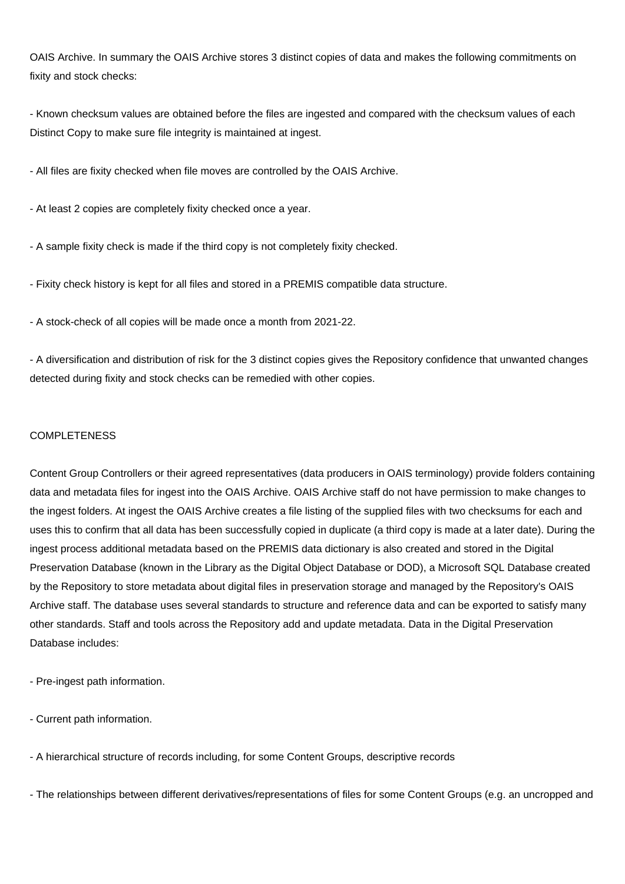OAIS Archive. In summary the OAIS Archive stores 3 distinct copies of data and makes the following commitments on fixity and stock checks:

- Known checksum values are obtained before the files are ingested and compared with the checksum values of each Distinct Copy to make sure file integrity is maintained at ingest.

- All files are fixity checked when file moves are controlled by the OAIS Archive.

- At least 2 copies are completely fixity checked once a year.

- A sample fixity check is made if the third copy is not completely fixity checked.

- Fixity check history is kept for all files and stored in a PREMIS compatible data structure.

- A stock-check of all copies will be made once a month from 2021-22.

- A diversification and distribution of risk for the 3 distinct copies gives the Repository confidence that unwanted changes detected during fixity and stock checks can be remedied with other copies.

COMPLETENESS

Content Group Controllers or their agreed representatives (data producers in OAIS terminology) provide folders containing data and metadata files for ingest into the OAIS Archive. OAIS Archive staff do not have permission to make changes to the ingest folders. At ingest the OAIS Archive creates a file listing of the supplied files with two checksums for each and uses this to confirm that all data has been successfully copied in duplicate (a third copy is made at a later date). During the ingest process additional metadata based on the PREMIS data dictionary is also created and stored in the Digital Preservation Database (known in the Library as the Digital Object Database or DOD), a Microsoft SQL Database created by the Repository to store metadata about digital files in preservation storage and managed by the Repository's OAIS Archive staff. The database uses several standards to structure and reference data and can be exported to satisfy many other standards. Staff and tools across the Repository add and update metadata. Data in the Digital Preservation Database includes:

- Pre-ingest path information.

- Current path information.

- A hierarchical structure of records including, for some Content Groups, descriptive records

- The relationships between different derivatives/representations of files for some Content Groups (e.g. an uncropped and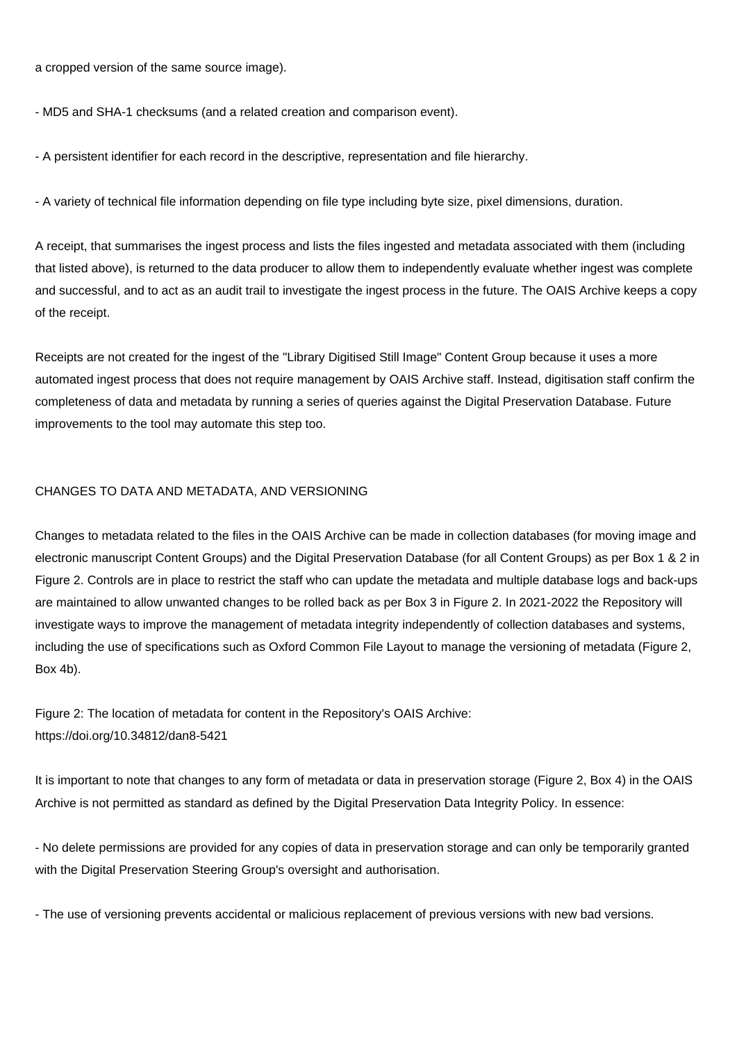a cropped version of the same source image).

- MD5 and SHA-1 checksums (and a related creation and comparison event).

- A persistent identifier for each record in the descriptive, representation and file hierarchy.

- A variety of technical file information depending on file type including byte size, pixel dimensions, duration.

A receipt, that summarises the ingest process and lists the files ingested and metadata associated with them (including that listed above), is returned to the data producer to allow them to independently evaluate whether ingest was complete and successful, and to act as an audit trail to investigate the ingest process in the future. The OAIS Archive keeps a copy of the receipt.

Receipts are not created for the ingest of the "Library Digitised Still Image" Content Group because it uses a more automated ingest process that does not require management by OAIS Archive staff. Instead, digitisation staff confirm the completeness of data and metadata by running a series of queries against the Digital Preservation Database. Future improvements to the tool may automate this step too.

## CHANGES TO DATA AND METADATA, AND VERSIONING

Changes to metadata related to the files in the OAIS Archive can be made in collection databases (for moving image and electronic manuscript Content Groups) and the Digital Preservation Database (for all Content Groups) as per Box 1 & 2 in Figure 2. Controls are in place to restrict the staff who can update the metadata and multiple database logs and back-ups are maintained to allow unwanted changes to be rolled back as per Box 3 in Figure 2. In 2021-2022 the Repository will investigate ways to improve the management of metadata integrity independently of collection databases and systems, including the use of specifications such as Oxford Common File Layout to manage the versioning of metadata (Figure 2, Box 4b).

Figure 2: The location of metadata for content in the Repository's OAIS Archive: https://doi.org/10.34812/dan8-5421

It is important to note that changes to any form of metadata or data in preservation storage (Figure 2, Box 4) in the OAIS Archive is not permitted as standard as defined by the Digital Preservation Data Integrity Policy. In essence:

- No delete permissions are provided for any copies of data in preservation storage and can only be temporarily granted with the Digital Preservation Steering Group's oversight and authorisation.

- The use of versioning prevents accidental or malicious replacement of previous versions with new bad versions.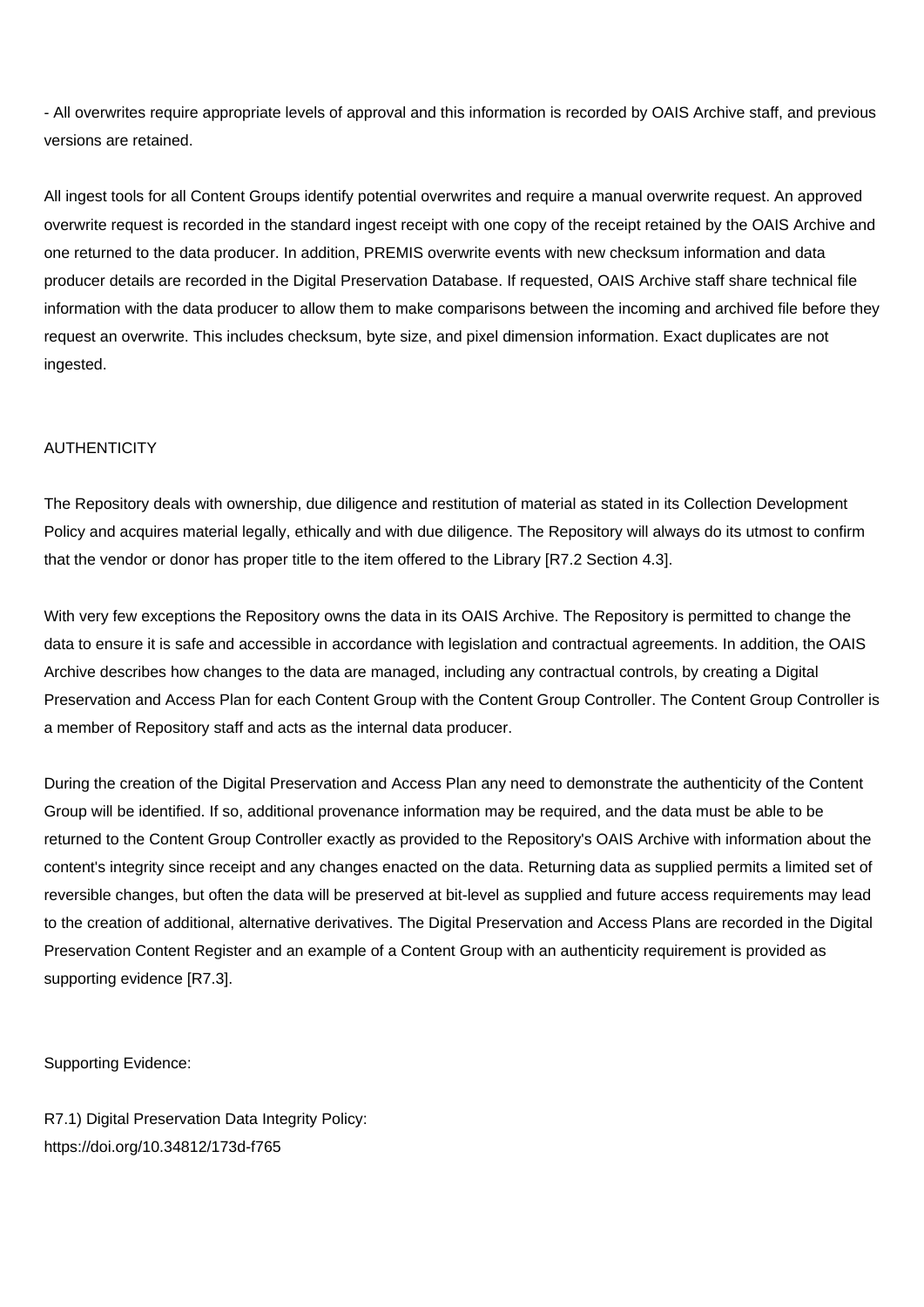- All overwrites require appropriate levels of approval and this information is recorded by OAIS Archive staff, and previous versions are retained.

All ingest tools for all Content Groups identify potential overwrites and require a manual overwrite request. An approved overwrite request is recorded in the standard ingest receipt with one copy of the receipt retained by the OAIS Archive and one returned to the data producer. In addition, PREMIS overwrite events with new checksum information and data producer details are recorded in the Digital Preservation Database. If requested, OAIS Archive staff share technical file information with the data producer to allow them to make comparisons between the incoming and archived file before they request an overwrite. This includes checksum, byte size, and pixel dimension information. Exact duplicates are not ingested.

AUTHENTICITY

The Repository deals with ownership, due diligence and restitution of material as stated in its Collection Development Policy and acquires material legally, ethically and with due diligence. The Repository will always do its utmost to confirm that the vendor or donor has proper title to the item offered to the Library [R7.2 Section 4.3].

With very few exceptions the Repository owns the data in its OAIS Archive. The Repository is permitted to change the data to ensure it is safe and accessible in accordance with legislation and contractual agreements. In addition, the OAIS Archive describes how changes to the data are managed, including any contractual controls, by creating a Digital Preservation and Access Plan for each Content Group with the Content Group Controller. The Content Group Controller is a member of Repository staff and acts as the internal data producer.

During the creation of the Digital Preservation and Access Plan any need to demonstrate the authenticity of the Content Group will be identified. If so, additional provenance information may be required, and the data must be able to be returned to the Content Group Controller exactly as provided to the Repository's OAIS Archive with information about the content's integrity since receipt and any changes enacted on the data. Returning data as supplied permits a limited set of reversible changes, but often the data will be preserved at bit-level as supplied and future access requirements may lead to the creation of additional, alternative derivatives. The Digital Preservation and Access Plans are recorded in the Digital Preservation Content Register and an example of a Content Group with an authenticity requirement is provided as supporting evidence [R7.3].

Supporting Evidence:

R7.1) Digital Preservation Data Integrity Policy:
https://doi.org/10.34812/173d-f765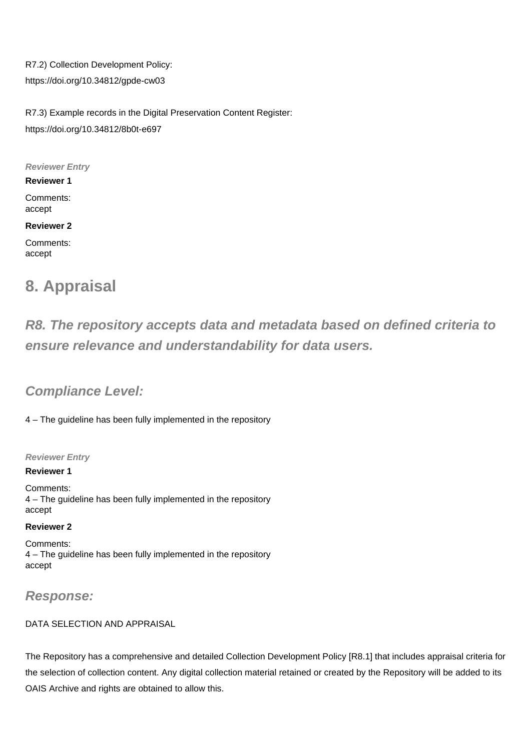R7.2) Collection Development Policy:
https://doi.org/10.34812/gpde-cw03

R7.3) Example records in the Digital Preservation Content Register:
https://doi.org/10.34812/8b0t-e697

***Reviewer Entry***

**Reviewer 1**

Comments:
accept

**Reviewer 2**

Comments:
accept

# 8. Appraisal

## *R8. The repository accepts data and metadata based on defined criteria to ensure relevance and understandability for data users.*

### *Compliance Level:*

4 – The guideline has been fully implemented in the repository

***Reviewer Entry***

**Reviewer 1**

Comments:
4 – The guideline has been fully implemented in the repository
accept

**Reviewer 2**

Comments:
4 – The guideline has been fully implemented in the repository
accept

### *Response:*

DATA SELECTION AND APPRAISAL

The Repository has a comprehensive and detailed Collection Development Policy [R8.1] that includes appraisal criteria for the selection of collection content. Any digital collection material retained or created by the Repository will be added to its OAIS Archive and rights are obtained to allow this.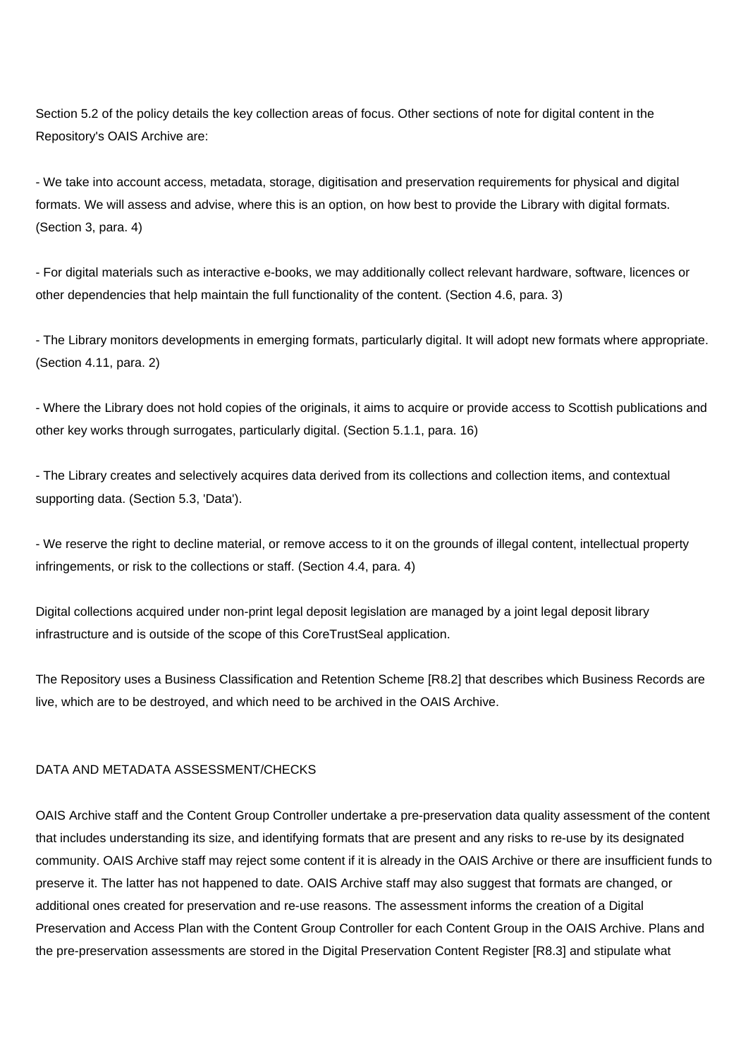Section 5.2 of the policy details the key collection areas of focus. Other sections of note for digital content in the Repository's OAIS Archive are:

- We take into account access, metadata, storage, digitisation and preservation requirements for physical and digital formats. We will assess and advise, where this is an option, on how best to provide the Library with digital formats. (Section 3, para. 4)

- For digital materials such as interactive e-books, we may additionally collect relevant hardware, software, licences or other dependencies that help maintain the full functionality of the content. (Section 4.6, para. 3)

- The Library monitors developments in emerging formats, particularly digital. It will adopt new formats where appropriate. (Section 4.11, para. 2)

- Where the Library does not hold copies of the originals, it aims to acquire or provide access to Scottish publications and other key works through surrogates, particularly digital. (Section 5.1.1, para. 16)

- The Library creates and selectively acquires data derived from its collections and collection items, and contextual supporting data. (Section 5.3, 'Data').

- We reserve the right to decline material, or remove access to it on the grounds of illegal content, intellectual property infringements, or risk to the collections or staff. (Section 4.4, para. 4)

Digital collections acquired under non-print legal deposit legislation are managed by a joint legal deposit library infrastructure and is outside of the scope of this CoreTrustSeal application.

The Repository uses a Business Classification and Retention Scheme [R8.2] that describes which Business Records are live, which are to be destroyed, and which need to be archived in the OAIS Archive.

DATA AND METADATA ASSESSMENT/CHECKS

OAIS Archive staff and the Content Group Controller undertake a pre-preservation data quality assessment of the content that includes understanding its size, and identifying formats that are present and any risks to re-use by its designated community. OAIS Archive staff may reject some content if it is already in the OAIS Archive or there are insufficient funds to preserve it. The latter has not happened to date. OAIS Archive staff may also suggest that formats are changed, or additional ones created for preservation and re-use reasons. The assessment informs the creation of a Digital Preservation and Access Plan with the Content Group Controller for each Content Group in the OAIS Archive. Plans and the pre-preservation assessments are stored in the Digital Preservation Content Register [R8.3] and stipulate what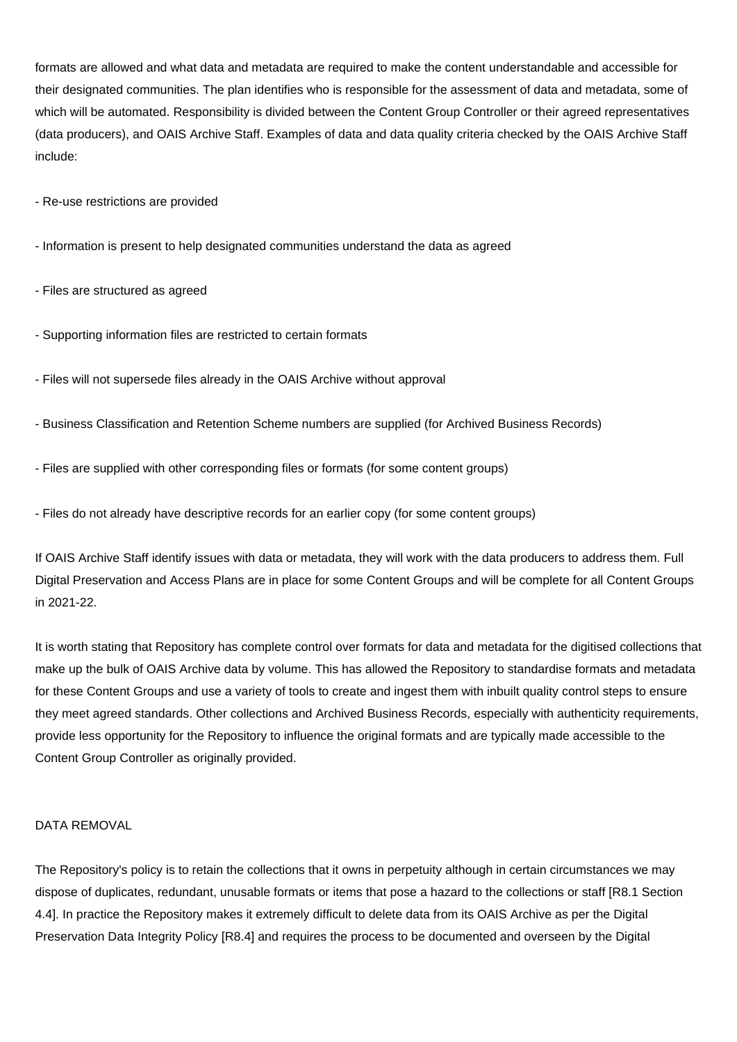formats are allowed and what data and metadata are required to make the content understandable and accessible for their designated communities. The plan identifies who is responsible for the assessment of data and metadata, some of which will be automated. Responsibility is divided between the Content Group Controller or their agreed representatives (data producers), and OAIS Archive Staff. Examples of data and data quality criteria checked by the OAIS Archive Staff include:

- Re-use restrictions are provided

- Information is present to help designated communities understand the data as agreed

- Files are structured as agreed

- Supporting information files are restricted to certain formats

- Files will not supersede files already in the OAIS Archive without approval

- Business Classification and Retention Scheme numbers are supplied (for Archived Business Records)

- Files are supplied with other corresponding files or formats (for some content groups)

- Files do not already have descriptive records for an earlier copy (for some content groups)

If OAIS Archive Staff identify issues with data or metadata, they will work with the data producers to address them. Full Digital Preservation and Access Plans are in place for some Content Groups and will be complete for all Content Groups in 2021-22.

It is worth stating that Repository has complete control over formats for data and metadata for the digitised collections that make up the bulk of OAIS Archive data by volume. This has allowed the Repository to standardise formats and metadata for these Content Groups and use a variety of tools to create and ingest them with inbuilt quality control steps to ensure they meet agreed standards. Other collections and Archived Business Records, especially with authenticity requirements, provide less opportunity for the Repository to influence the original formats and are typically made accessible to the Content Group Controller as originally provided.

DATA REMOVAL

The Repository's policy is to retain the collections that it owns in perpetuity although in certain circumstances we may dispose of duplicates, redundant, unusable formats or items that pose a hazard to the collections or staff [R8.1 Section 4.4]. In practice the Repository makes it extremely difficult to delete data from its OAIS Archive as per the Digital Preservation Data Integrity Policy [R8.4] and requires the process to be documented and overseen by the Digital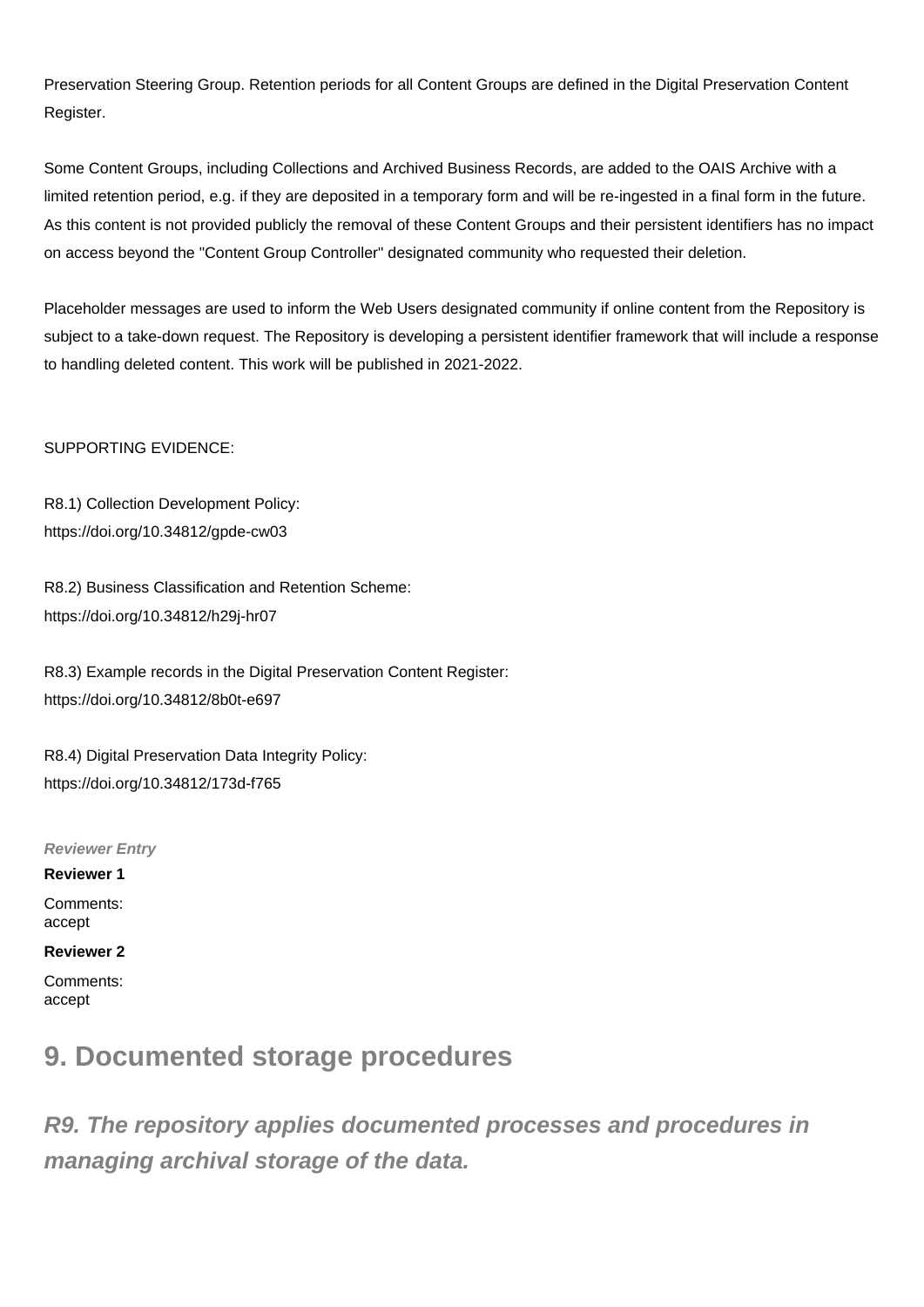Preservation Steering Group. Retention periods for all Content Groups are defined in the Digital Preservation Content Register.

Some Content Groups, including Collections and Archived Business Records, are added to the OAIS Archive with a limited retention period, e.g. if they are deposited in a temporary form and will be re-ingested in a final form in the future. As this content is not provided publicly the removal of these Content Groups and their persistent identifiers has no impact on access beyond the "Content Group Controller" designated community who requested their deletion.

Placeholder messages are used to inform the Web Users designated community if online content from the Repository is subject to a take-down request. The Repository is developing a persistent identifier framework that will include a response to handling deleted content. This work will be published in 2021-2022.

SUPPORTING EVIDENCE:

R8.1) Collection Development Policy:
https://doi.org/10.34812/gpde-cw03

R8.2) Business Classification and Retention Scheme:
https://doi.org/10.34812/h29j-hr07

R8.3) Example records in the Digital Preservation Content Register:
https://doi.org/10.34812/8b0t-e697

R8.4) Digital Preservation Data Integrity Policy:
https://doi.org/10.34812/173d-f765

***Reviewer Entry***

**Reviewer 1**

Comments:
accept

**Reviewer 2**

Comments:
accept

## 9. Documented storage procedures

***R9. The repository applies documented processes and procedures in managing archival storage of the data.***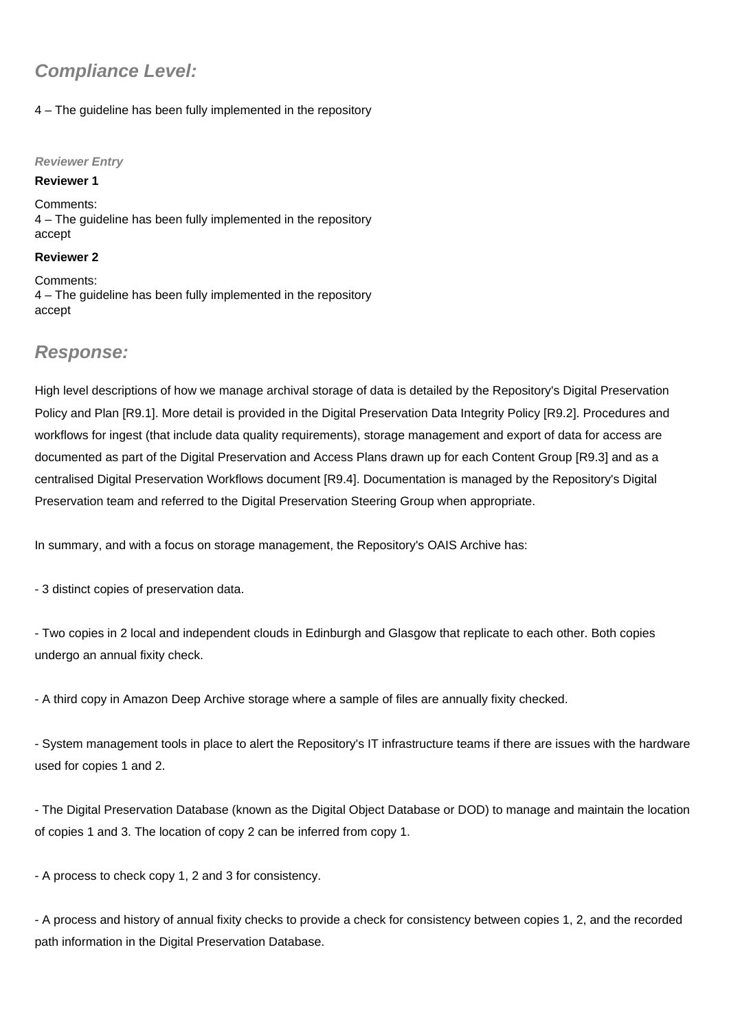## *Compliance Level:*

4 – The guideline has been fully implemented in the repository

***Reviewer Entry***

**Reviewer 1**

Comments:
4 – The guideline has been fully implemented in the repository
accept

**Reviewer 2**

Comments:
4 – The guideline has been fully implemented in the repository
accept

## *Response:*

High level descriptions of how we manage archival storage of data is detailed by the Repository's Digital Preservation Policy and Plan [R9.1]. More detail is provided in the Digital Preservation Data Integrity Policy [R9.2]. Procedures and workflows for ingest (that include data quality requirements), storage management and export of data for access are documented as part of the Digital Preservation and Access Plans drawn up for each Content Group [R9.3] and as a centralised Digital Preservation Workflows document [R9.4]. Documentation is managed by the Repository's Digital Preservation team and referred to the Digital Preservation Steering Group when appropriate.

In summary, and with a focus on storage management, the Repository's OAIS Archive has:

- 3 distinct copies of preservation data.

- Two copies in 2 local and independent clouds in Edinburgh and Glasgow that replicate to each other. Both copies undergo an annual fixity check.

- A third copy in Amazon Deep Archive storage where a sample of files are annually fixity checked.

- System management tools in place to alert the Repository's IT infrastructure teams if there are issues with the hardware used for copies 1 and 2.

- The Digital Preservation Database (known as the Digital Object Database or DOD) to manage and maintain the location of copies 1 and 3. The location of copy 2 can be inferred from copy 1.

- A process to check copy 1, 2 and 3 for consistency.

- A process and history of annual fixity checks to provide a check for consistency between copies 1, 2, and the recorded path information in the Digital Preservation Database.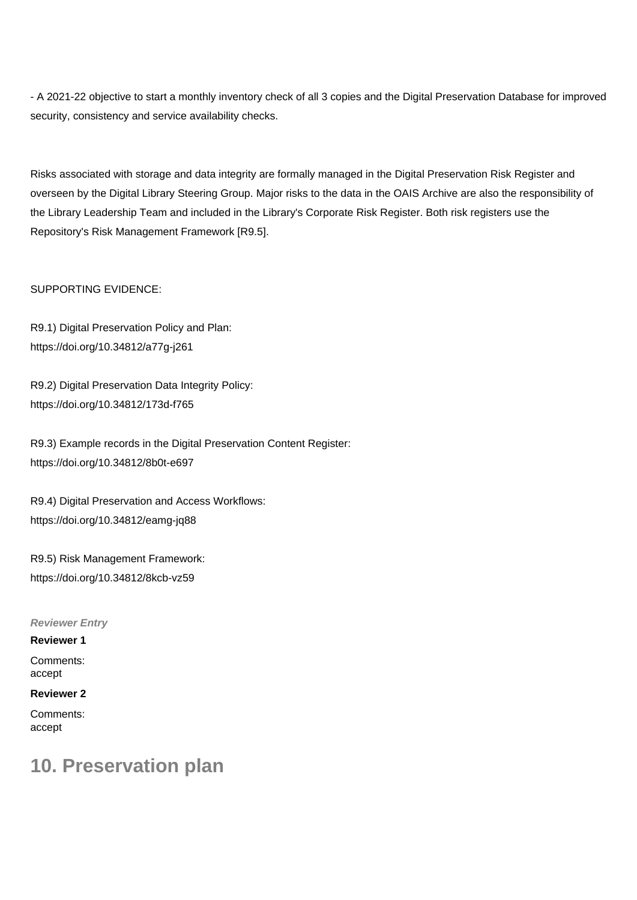- A 2021-22 objective to start a monthly inventory check of all 3 copies and the Digital Preservation Database for improved security, consistency and service availability checks.

Risks associated with storage and data integrity are formally managed in the Digital Preservation Risk Register and overseen by the Digital Library Steering Group. Major risks to the data in the OAIS Archive are also the responsibility of the Library Leadership Team and included in the Library's Corporate Risk Register. Both risk registers use the Repository's Risk Management Framework [R9.5].

SUPPORTING EVIDENCE:

R9.1) Digital Preservation Policy and Plan:
https://doi.org/10.34812/a77g-j261

R9.2) Digital Preservation Data Integrity Policy:
https://doi.org/10.34812/173d-f765

R9.3) Example records in the Digital Preservation Content Register:
https://doi.org/10.34812/8b0t-e697

R9.4) Digital Preservation and Access Workflows:
https://doi.org/10.34812/eamg-jq88

R9.5) Risk Management Framework:
https://doi.org/10.34812/8kcb-vz59

***Reviewer Entry***

**Reviewer 1**

Comments:
accept

**Reviewer 2**

Comments:
accept

## 10. Preservation plan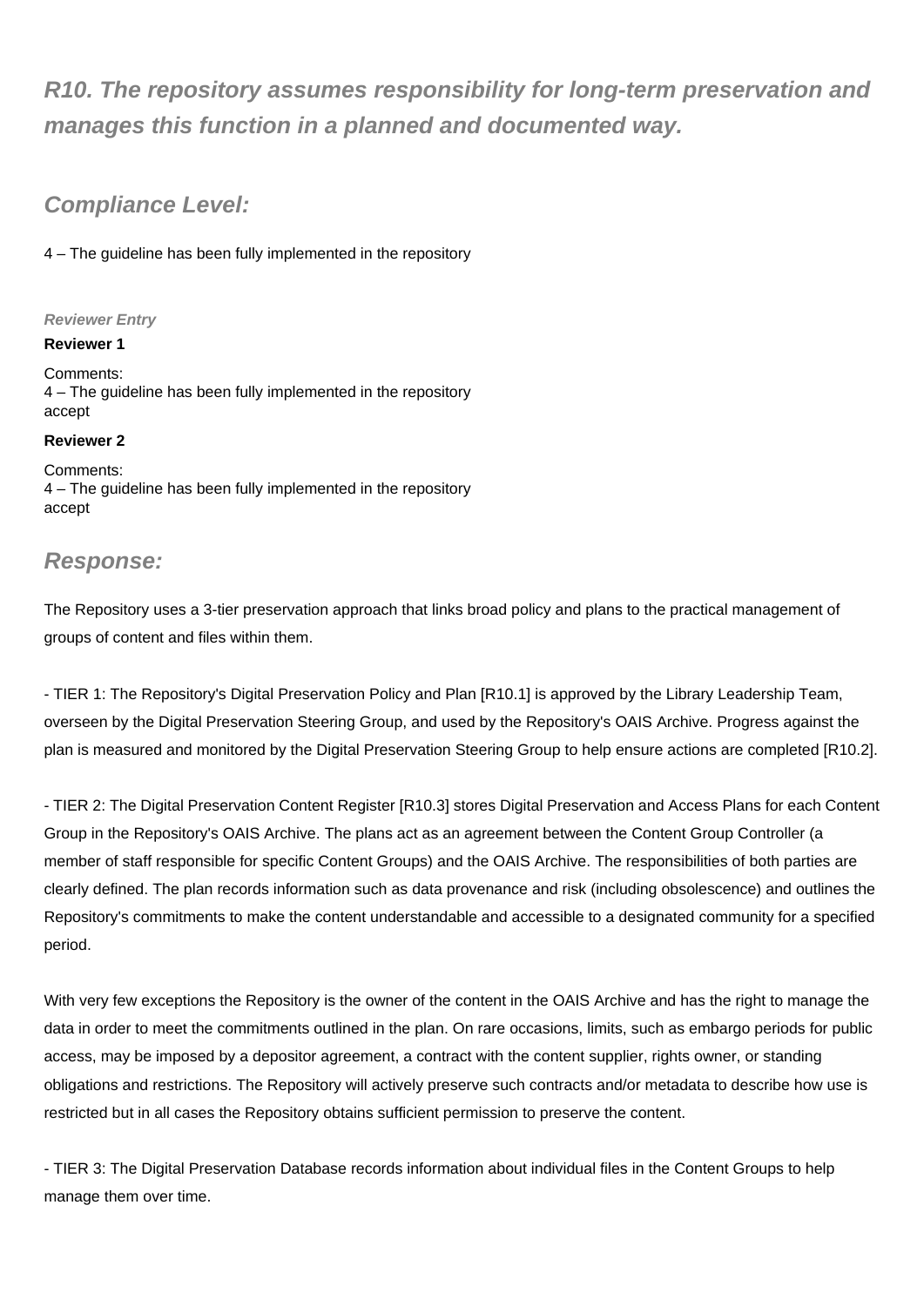## *R10. The repository assumes responsibility for long-term preservation and manages this function in a planned and documented way.*

## *Compliance Level:*

4 – The guideline has been fully implemented in the repository

***Reviewer Entry***

**Reviewer 1**

Comments:
4 – The guideline has been fully implemented in the repository
accept

**Reviewer 2**

Comments:
4 – The guideline has been fully implemented in the repository
accept

## *Response:*

The Repository uses a 3-tier preservation approach that links broad policy and plans to the practical management of groups of content and files within them.

- TIER 1: The Repository's Digital Preservation Policy and Plan [R10.1] is approved by the Library Leadership Team, overseen by the Digital Preservation Steering Group, and used by the Repository's OAIS Archive. Progress against the plan is measured and monitored by the Digital Preservation Steering Group to help ensure actions are completed [R10.2].

- TIER 2: The Digital Preservation Content Register [R10.3] stores Digital Preservation and Access Plans for each Content Group in the Repository's OAIS Archive. The plans act as an agreement between the Content Group Controller (a member of staff responsible for specific Content Groups) and the OAIS Archive. The responsibilities of both parties are clearly defined. The plan records information such as data provenance and risk (including obsolescence) and outlines the Repository's commitments to make the content understandable and accessible to a designated community for a specified period.

With very few exceptions the Repository is the owner of the content in the OAIS Archive and has the right to manage the data in order to meet the commitments outlined in the plan. On rare occasions, limits, such as embargo periods for public access, may be imposed by a depositor agreement, a contract with the content supplier, rights owner, or standing obligations and restrictions. The Repository will actively preserve such contracts and/or metadata to describe how use is restricted but in all cases the Repository obtains sufficient permission to preserve the content.

- TIER 3: The Digital Preservation Database records information about individual files in the Content Groups to help manage them over time.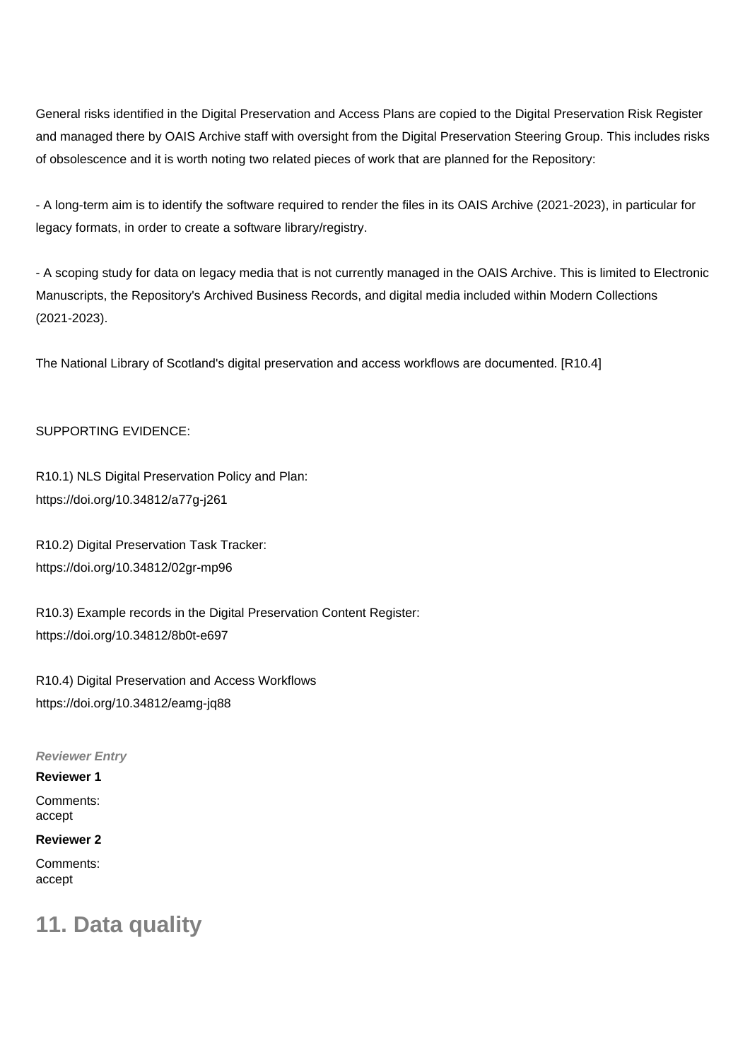General risks identified in the Digital Preservation and Access Plans are copied to the Digital Preservation Risk Register and managed there by OAIS Archive staff with oversight from the Digital Preservation Steering Group. This includes risks of obsolescence and it is worth noting two related pieces of work that are planned for the Repository:

- A long-term aim is to identify the software required to render the files in its OAIS Archive (2021-2023), in particular for legacy formats, in order to create a software library/registry.

- A scoping study for data on legacy media that is not currently managed in the OAIS Archive. This is limited to Electronic Manuscripts, the Repository's Archived Business Records, and digital media included within Modern Collections (2021-2023).

The National Library of Scotland's digital preservation and access workflows are documented. [R10.4]

SUPPORTING EVIDENCE:

R10.1) NLS Digital Preservation Policy and Plan:
https://doi.org/10.34812/a77g-j261

R10.2) Digital Preservation Task Tracker:
https://doi.org/10.34812/02gr-mp96

R10.3) Example records in the Digital Preservation Content Register:
https://doi.org/10.34812/8b0t-e697

R10.4) Digital Preservation and Access Workflows
https://doi.org/10.34812/eamg-jq88

***Reviewer Entry***

**Reviewer 1**

Comments:
accept

**Reviewer 2**

Comments:
accept

# 11. Data quality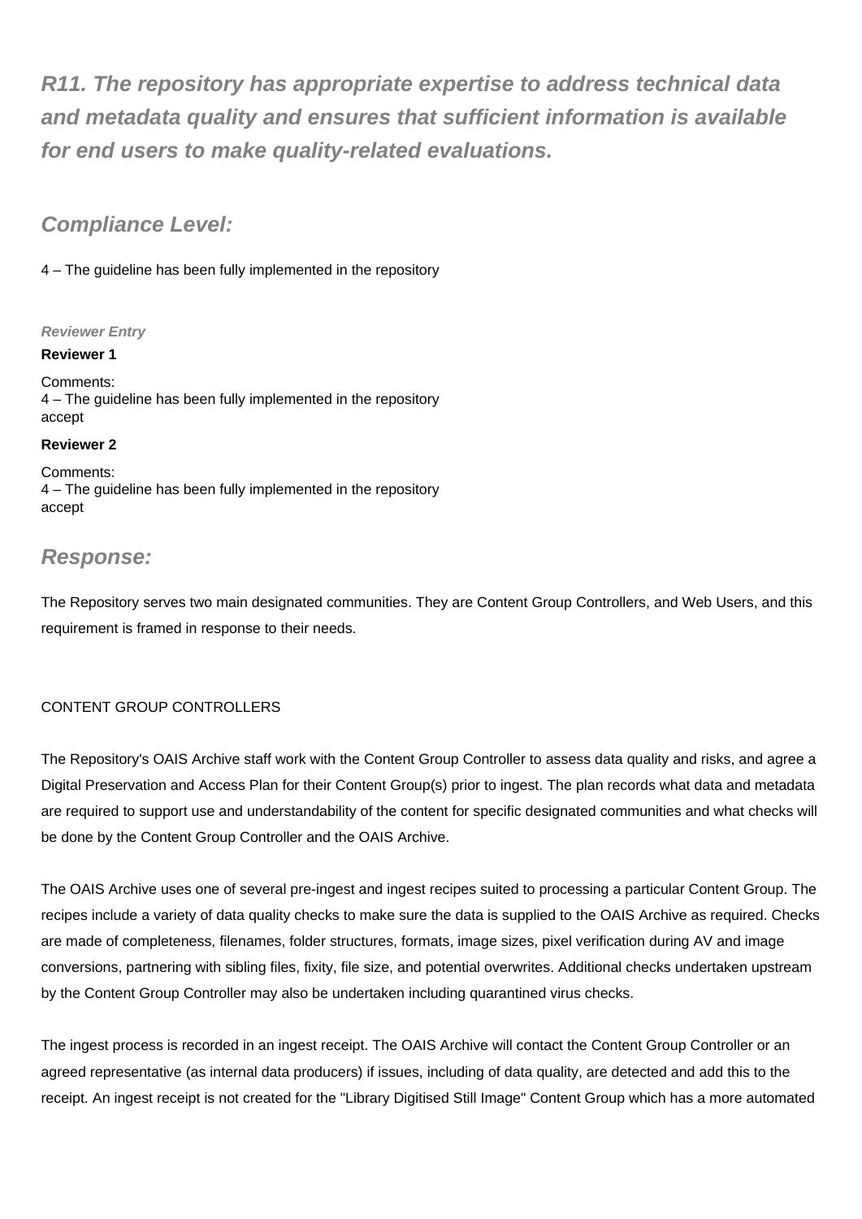## *R11. The repository has appropriate expertise to address technical data and metadata quality and ensures that sufficient information is available for end users to make quality-related evaluations.*

### *Compliance Level:*

4 – The guideline has been fully implemented in the repository

***Reviewer Entry***

**Reviewer 1**

Comments:
4 – The guideline has been fully implemented in the repository
accept

**Reviewer 2**

Comments:
4 – The guideline has been fully implemented in the repository
accept

### *Response:*

The Repository serves two main designated communities. They are Content Group Controllers, and Web Users, and this requirement is framed in response to their needs.

CONTENT GROUP CONTROLLERS

The Repository's OAIS Archive staff work with the Content Group Controller to assess data quality and risks, and agree a Digital Preservation and Access Plan for their Content Group(s) prior to ingest. The plan records what data and metadata are required to support use and understandability of the content for specific designated communities and what checks will be done by the Content Group Controller and the OAIS Archive.

The OAIS Archive uses one of several pre-ingest and ingest recipes suited to processing a particular Content Group. The recipes include a variety of data quality checks to make sure the data is supplied to the OAIS Archive as required. Checks are made of completeness, filenames, folder structures, formats, image sizes, pixel verification during AV and image conversions, partnering with sibling files, fixity, file size, and potential overwrites. Additional checks undertaken upstream by the Content Group Controller may also be undertaken including quarantined virus checks.

The ingest process is recorded in an ingest receipt. The OAIS Archive will contact the Content Group Controller or an agreed representative (as internal data producers) if issues, including of data quality, are detected and add this to the receipt. An ingest receipt is not created for the "Library Digitised Still Image" Content Group which has a more automated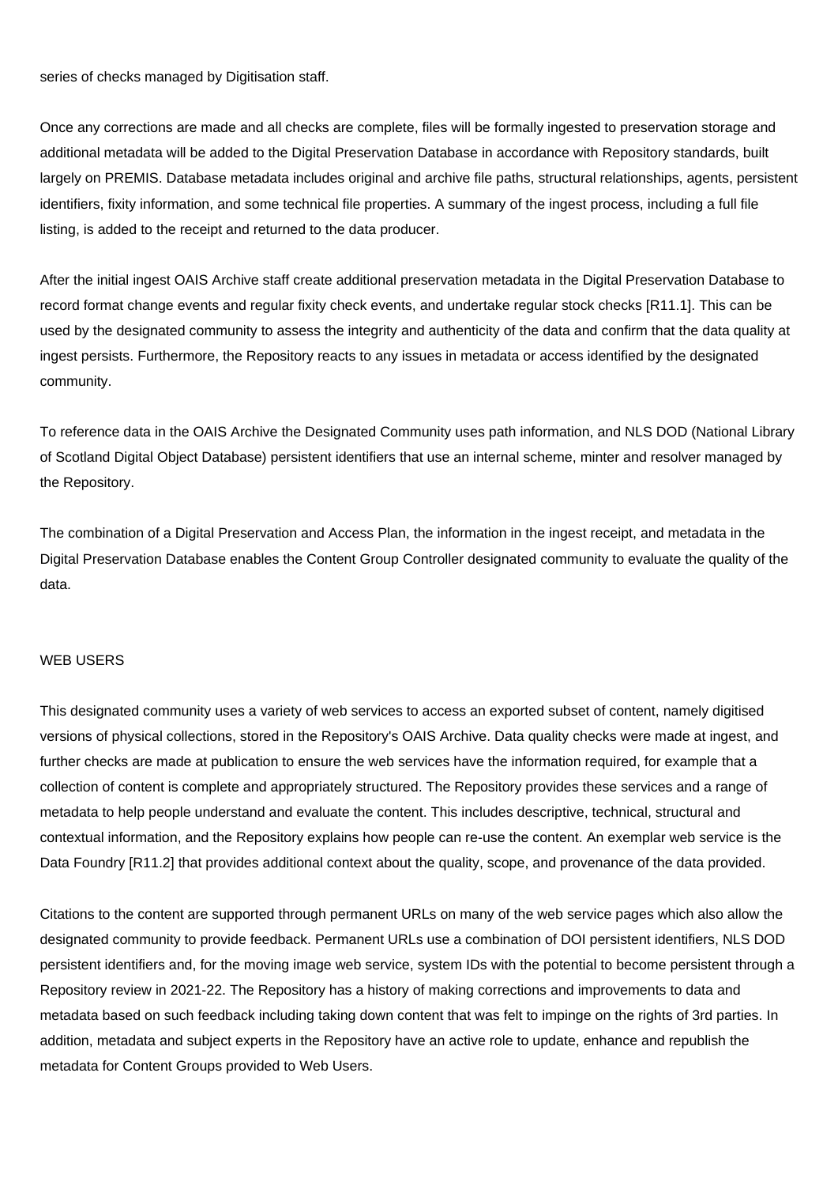series of checks managed by Digitisation staff.

Once any corrections are made and all checks are complete, files will be formally ingested to preservation storage and additional metadata will be added to the Digital Preservation Database in accordance with Repository standards, built largely on PREMIS. Database metadata includes original and archive file paths, structural relationships, agents, persistent identifiers, fixity information, and some technical file properties. A summary of the ingest process, including a full file listing, is added to the receipt and returned to the data producer.

After the initial ingest OAIS Archive staff create additional preservation metadata in the Digital Preservation Database to record format change events and regular fixity check events, and undertake regular stock checks [R11.1]. This can be used by the designated community to assess the integrity and authenticity of the data and confirm that the data quality at ingest persists. Furthermore, the Repository reacts to any issues in metadata or access identified by the designated community.

To reference data in the OAIS Archive the Designated Community uses path information, and NLS DOD (National Library of Scotland Digital Object Database) persistent identifiers that use an internal scheme, minter and resolver managed by the Repository.

The combination of a Digital Preservation and Access Plan, the information in the ingest receipt, and metadata in the Digital Preservation Database enables the Content Group Controller designated community to evaluate the quality of the data.

WEB USERS

This designated community uses a variety of web services to access an exported subset of content, namely digitised versions of physical collections, stored in the Repository's OAIS Archive. Data quality checks were made at ingest, and further checks are made at publication to ensure the web services have the information required, for example that a collection of content is complete and appropriately structured. The Repository provides these services and a range of metadata to help people understand and evaluate the content. This includes descriptive, technical, structural and contextual information, and the Repository explains how people can re-use the content. An exemplar web service is the Data Foundry [R11.2] that provides additional context about the quality, scope, and provenance of the data provided.

Citations to the content are supported through permanent URLs on many of the web service pages which also allow the designated community to provide feedback. Permanent URLs use a combination of DOI persistent identifiers, NLS DOD persistent identifiers and, for the moving image web service, system IDs with the potential to become persistent through a Repository review in 2021-22. The Repository has a history of making corrections and improvements to data and metadata based on such feedback including taking down content that was felt to impinge on the rights of 3rd parties. In addition, metadata and subject experts in the Repository have an active role to update, enhance and republish the metadata for Content Groups provided to Web Users.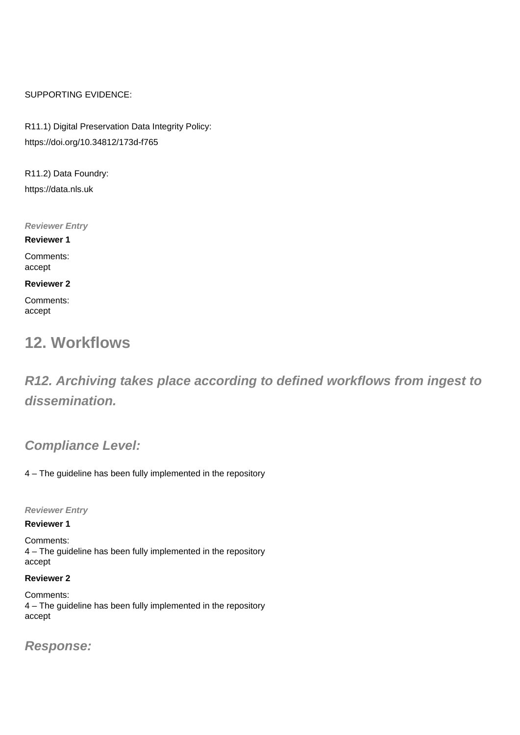SUPPORTING EVIDENCE:

R11.1) Digital Preservation Data Integrity Policy:
https://doi.org/10.34812/173d-f765

R11.2) Data Foundry:
https://data.nls.uk

***Reviewer Entry***

**Reviewer 1**

Comments:
accept

**Reviewer 2**

Comments:
accept

## 12. Workflows

### *R12. Archiving takes place according to defined workflows from ingest to dissemination.*

### *Compliance Level:*

4 – The guideline has been fully implemented in the repository

***Reviewer Entry***

**Reviewer 1**

Comments:
4 – The guideline has been fully implemented in the repository
accept

**Reviewer 2**

Comments:
4 – The guideline has been fully implemented in the repository
accept

### *Response:*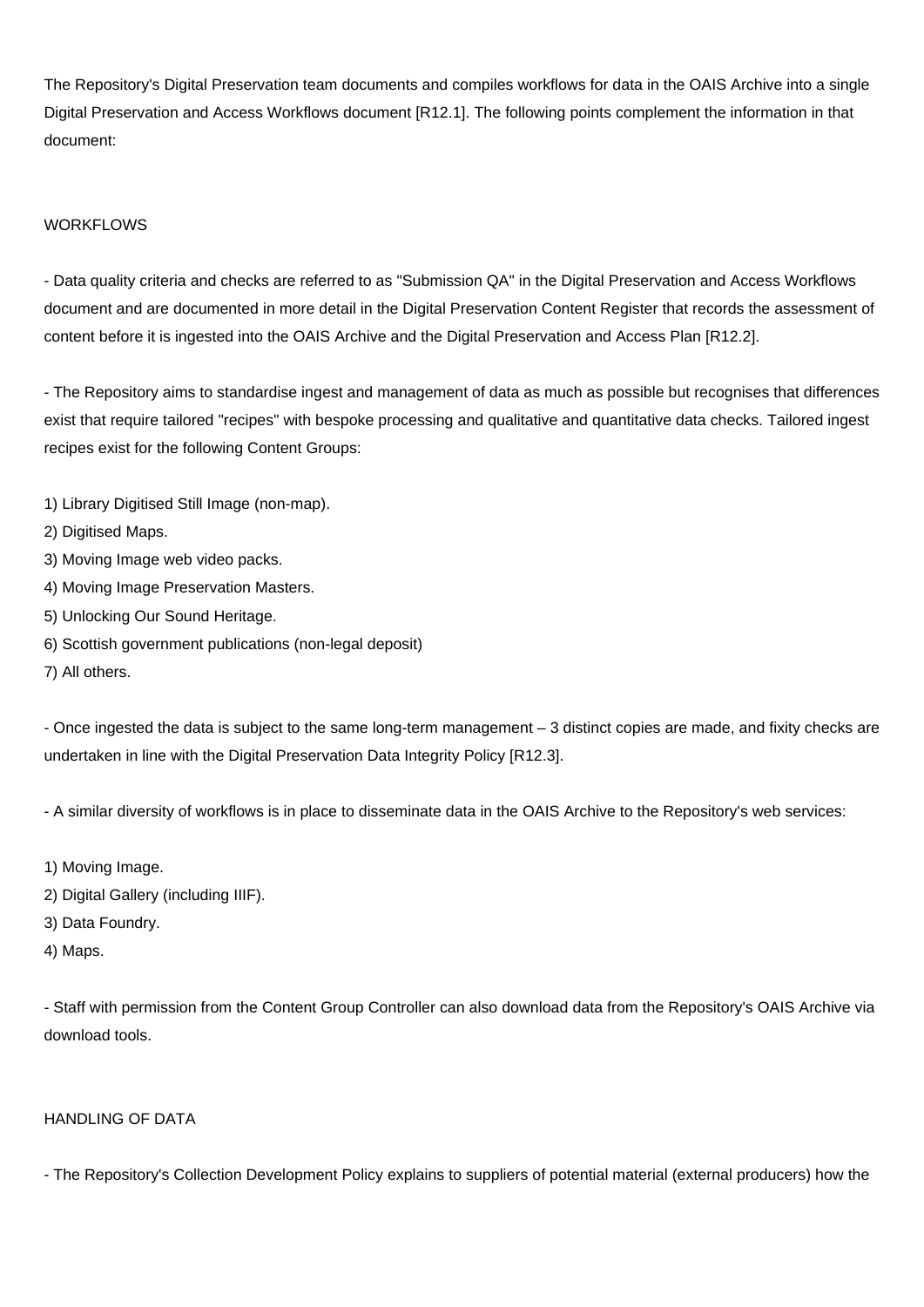The Repository's Digital Preservation team documents and compiles workflows for data in the OAIS Archive into a single Digital Preservation and Access Workflows document [R12.1]. The following points complement the information in that document:

WORKFLOWS

- Data quality criteria and checks are referred to as "Submission QA" in the Digital Preservation and Access Workflows document and are documented in more detail in the Digital Preservation Content Register that records the assessment of content before it is ingested into the OAIS Archive and the Digital Preservation and Access Plan [R12.2].

- The Repository aims to standardise ingest and management of data as much as possible but recognises that differences exist that require tailored "recipes" with bespoke processing and qualitative and quantitative data checks. Tailored ingest recipes exist for the following Content Groups:

1) Library Digitised Still Image (non-map).
2) Digitised Maps.
3) Moving Image web video packs.
4) Moving Image Preservation Masters.
5) Unlocking Our Sound Heritage.
6) Scottish government publications (non-legal deposit)
7) All others.

- Once ingested the data is subject to the same long-term management – 3 distinct copies are made, and fixity checks are undertaken in line with the Digital Preservation Data Integrity Policy [R12.3].

- A similar diversity of workflows is in place to disseminate data in the OAIS Archive to the Repository's web services:

1) Moving Image.
2) Digital Gallery (including IIIF).
3) Data Foundry.
4) Maps.

- Staff with permission from the Content Group Controller can also download data from the Repository's OAIS Archive via download tools.

HANDLING OF DATA

- The Repository's Collection Development Policy explains to suppliers of potential material (external producers) how the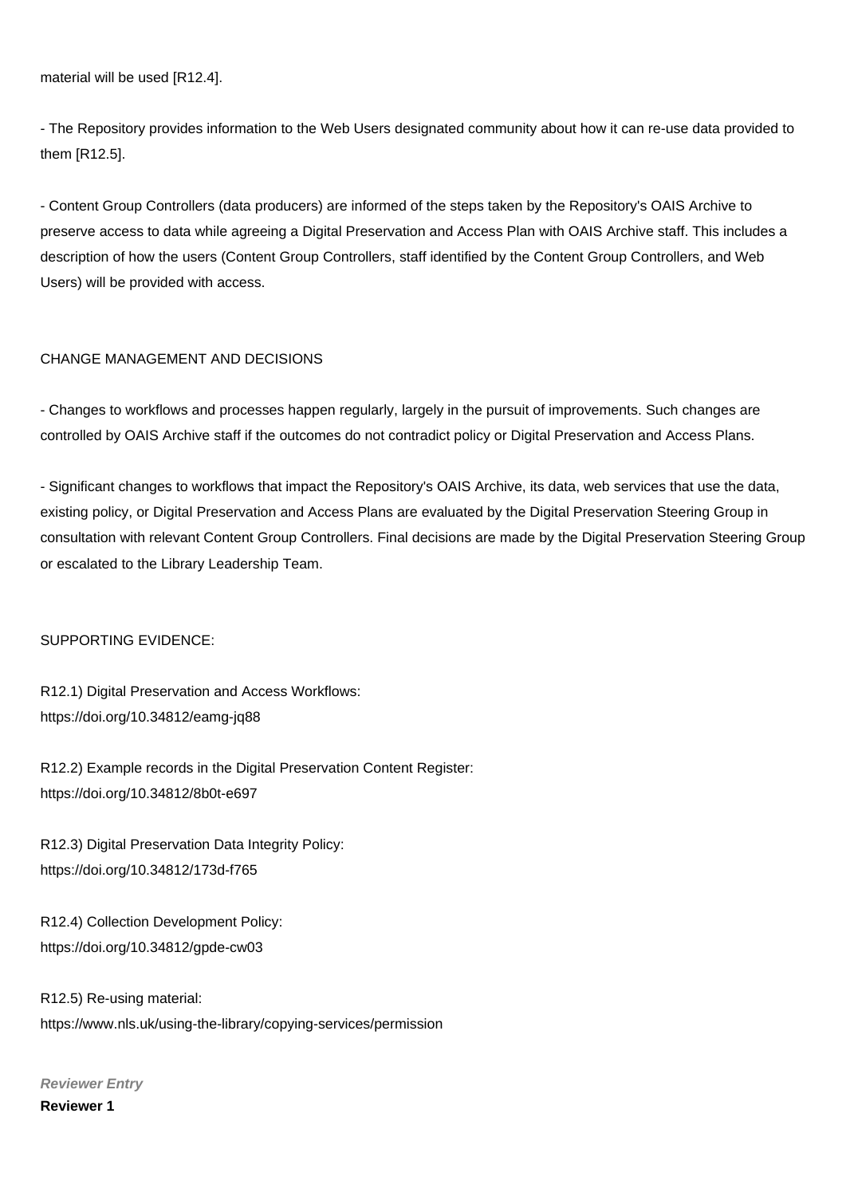material will be used [R12.4].

- The Repository provides information to the Web Users designated community about how it can re-use data provided to them [R12.5].

- Content Group Controllers (data producers) are informed of the steps taken by the Repository's OAIS Archive to preserve access to data while agreeing a Digital Preservation and Access Plan with OAIS Archive staff. This includes a description of how the users (Content Group Controllers, staff identified by the Content Group Controllers, and Web Users) will be provided with access.

CHANGE MANAGEMENT AND DECISIONS

- Changes to workflows and processes happen regularly, largely in the pursuit of improvements. Such changes are controlled by OAIS Archive staff if the outcomes do not contradict policy or Digital Preservation and Access Plans.

- Significant changes to workflows that impact the Repository's OAIS Archive, its data, web services that use the data, existing policy, or Digital Preservation and Access Plans are evaluated by the Digital Preservation Steering Group in consultation with relevant Content Group Controllers. Final decisions are made by the Digital Preservation Steering Group or escalated to the Library Leadership Team.

SUPPORTING EVIDENCE:

R12.1) Digital Preservation and Access Workflows:
https://doi.org/10.34812/eamg-jq88

R12.2) Example records in the Digital Preservation Content Register:
https://doi.org/10.34812/8b0t-e697

R12.3) Digital Preservation Data Integrity Policy:
https://doi.org/10.34812/173d-f765

R12.4) Collection Development Policy:
https://doi.org/10.34812/gpde-cw03

R12.5) Re-using material:
https://www.nls.uk/using-the-library/copying-services/permission

***Reviewer Entry***

**Reviewer 1**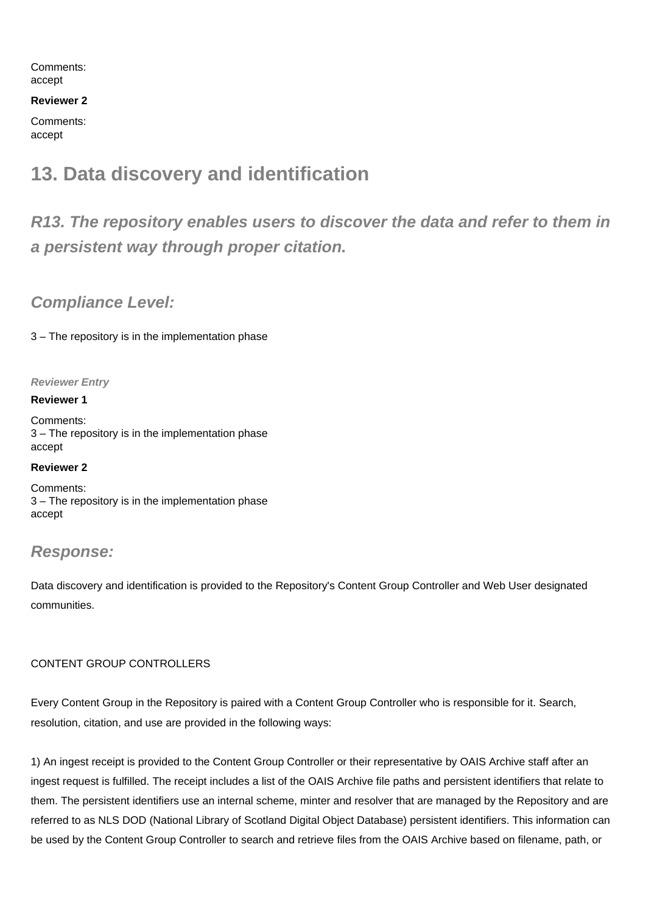Comments:
accept

**Reviewer 2**

Comments:
accept

# 13. Data discovery and identification

## *R13. The repository enables users to discover the data and refer to them in a persistent way through proper citation.*

### *Compliance Level:*

3 – The repository is in the implementation phase

***Reviewer Entry***

**Reviewer 1**

Comments:
3 – The repository is in the implementation phase
accept

**Reviewer 2**

Comments:
3 – The repository is in the implementation phase
accept

### *Response:*

Data discovery and identification is provided to the Repository's Content Group Controller and Web User designated communities.

CONTENT GROUP CONTROLLERS

Every Content Group in the Repository is paired with a Content Group Controller who is responsible for it. Search, resolution, citation, and use are provided in the following ways:

1) An ingest receipt is provided to the Content Group Controller or their representative by OAIS Archive staff after an ingest request is fulfilled. The receipt includes a list of the OAIS Archive file paths and persistent identifiers that relate to them. The persistent identifiers use an internal scheme, minter and resolver that are managed by the Repository and are referred to as NLS DOD (National Library of Scotland Digital Object Database) persistent identifiers. This information can be used by the Content Group Controller to search and retrieve files from the OAIS Archive based on filename, path, or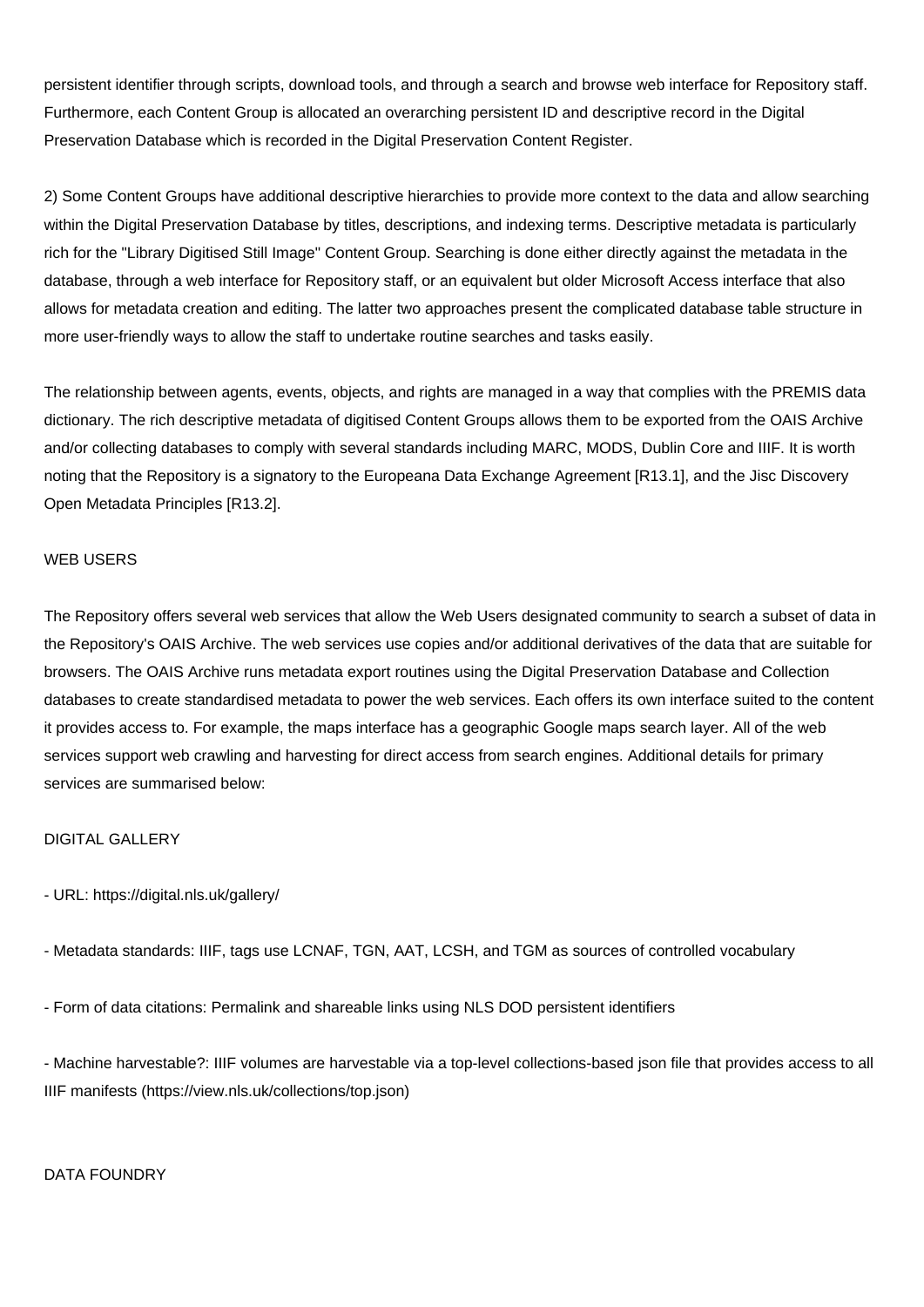persistent identifier through scripts, download tools, and through a search and browse web interface for Repository staff. Furthermore, each Content Group is allocated an overarching persistent ID and descriptive record in the Digital Preservation Database which is recorded in the Digital Preservation Content Register.

2) Some Content Groups have additional descriptive hierarchies to provide more context to the data and allow searching within the Digital Preservation Database by titles, descriptions, and indexing terms. Descriptive metadata is particularly rich for the "Library Digitised Still Image" Content Group. Searching is done either directly against the metadata in the database, through a web interface for Repository staff, or an equivalent but older Microsoft Access interface that also allows for metadata creation and editing. The latter two approaches present the complicated database table structure in more user-friendly ways to allow the staff to undertake routine searches and tasks easily.

The relationship between agents, events, objects, and rights are managed in a way that complies with the PREMIS data dictionary. The rich descriptive metadata of digitised Content Groups allows them to be exported from the OAIS Archive and/or collecting databases to comply with several standards including MARC, MODS, Dublin Core and IIIF. It is worth noting that the Repository is a signatory to the Europeana Data Exchange Agreement [R13.1], and the Jisc Discovery Open Metadata Principles [R13.2].

WEB USERS

The Repository offers several web services that allow the Web Users designated community to search a subset of data in the Repository's OAIS Archive. The web services use copies and/or additional derivatives of the data that are suitable for browsers. The OAIS Archive runs metadata export routines using the Digital Preservation Database and Collection databases to create standardised metadata to power the web services. Each offers its own interface suited to the content it provides access to. For example, the maps interface has a geographic Google maps search layer. All of the web services support web crawling and harvesting for direct access from search engines. Additional details for primary services are summarised below:

DIGITAL GALLERY

- URL: https://digital.nls.uk/gallery/

- Metadata standards: IIIF, tags use LCNAF, TGN, AAT, LCSH, and TGM as sources of controlled vocabulary

- Form of data citations: Permalink and shareable links using NLS DOD persistent identifiers

- Machine harvestable?: IIIF volumes are harvestable via a top-level collections-based json file that provides access to all IIIF manifests (https://view.nls.uk/collections/top.json)

DATA FOUNDRY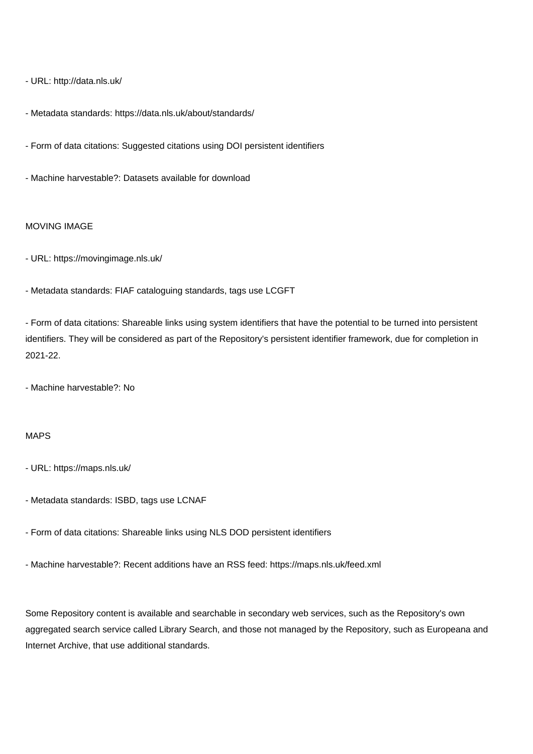- URL: http://data.nls.uk/

- Metadata standards: https://data.nls.uk/about/standards/

- Form of data citations: Suggested citations using DOI persistent identifiers

- Machine harvestable?: Datasets available for download

MOVING IMAGE

- URL: https://movingimage.nls.uk/

- Metadata standards: FIAF cataloguing standards, tags use LCGFT

- Form of data citations: Shareable links using system identifiers that have the potential to be turned into persistent identifiers. They will be considered as part of the Repository's persistent identifier framework, due for completion in 2021-22.

- Machine harvestable?: No

MAPS

- URL: https://maps.nls.uk/

- Metadata standards: ISBD, tags use LCNAF

- Form of data citations: Shareable links using NLS DOD persistent identifiers

- Machine harvestable?: Recent additions have an RSS feed: https://maps.nls.uk/feed.xml

Some Repository content is available and searchable in secondary web services, such as the Repository's own aggregated search service called Library Search, and those not managed by the Repository, such as Europeana and Internet Archive, that use additional standards.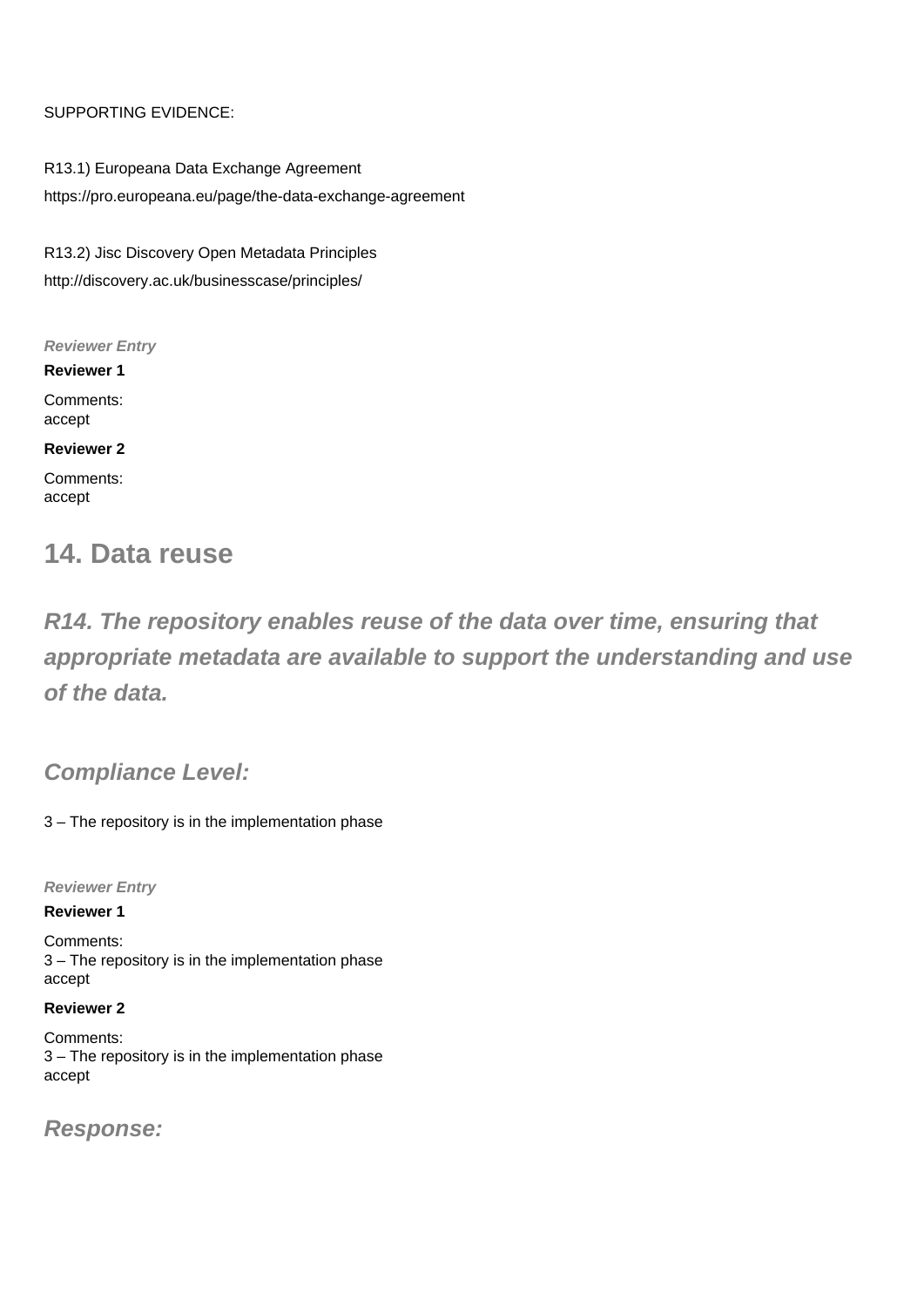SUPPORTING EVIDENCE:

R13.1) Europeana Data Exchange Agreement
https://pro.europeana.eu/page/the-data-exchange-agreement

R13.2) Jisc Discovery Open Metadata Principles
http://discovery.ac.uk/businesscase/principles/

***Reviewer Entry***

**Reviewer 1**

Comments:
accept

**Reviewer 2**

Comments:
accept

## 14. Data reuse

### *R14. The repository enables reuse of the data over time, ensuring that appropriate metadata are available to support the understanding and use of the data.*

### *Compliance Level:*

3 – The repository is in the implementation phase

***Reviewer Entry***

**Reviewer 1**

Comments:
3 – The repository is in the implementation phase
accept

**Reviewer 2**

Comments:
3 – The repository is in the implementation phase
accept

### *Response:*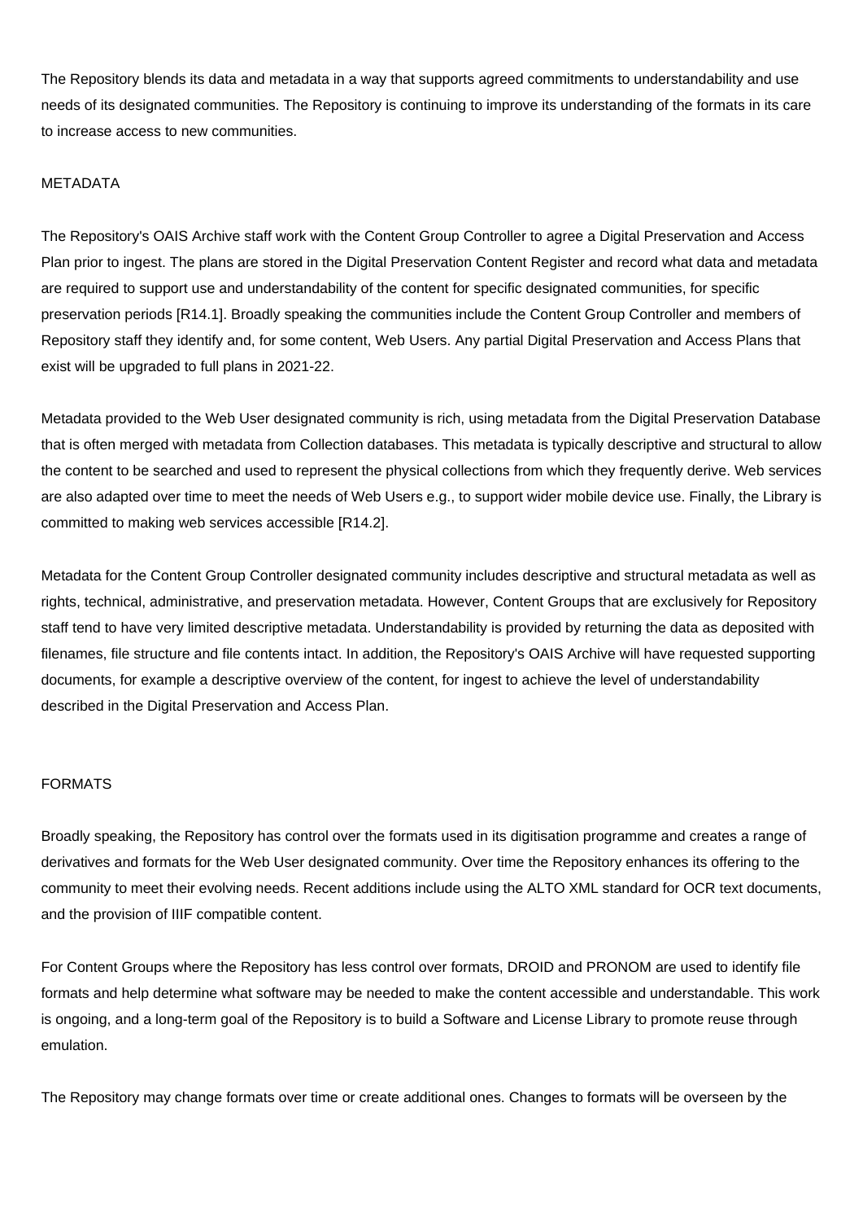The Repository blends its data and metadata in a way that supports agreed commitments to understandability and use needs of its designated communities. The Repository is continuing to improve its understanding of the formats in its care to increase access to new communities.

METADATA

The Repository's OAIS Archive staff work with the Content Group Controller to agree a Digital Preservation and Access Plan prior to ingest. The plans are stored in the Digital Preservation Content Register and record what data and metadata are required to support use and understandability of the content for specific designated communities, for specific preservation periods [R14.1]. Broadly speaking the communities include the Content Group Controller and members of Repository staff they identify and, for some content, Web Users. Any partial Digital Preservation and Access Plans that exist will be upgraded to full plans in 2021-22.

Metadata provided to the Web User designated community is rich, using metadata from the Digital Preservation Database that is often merged with metadata from Collection databases. This metadata is typically descriptive and structural to allow the content to be searched and used to represent the physical collections from which they frequently derive. Web services are also adapted over time to meet the needs of Web Users e.g., to support wider mobile device use. Finally, the Library is committed to making web services accessible [R14.2].

Metadata for the Content Group Controller designated community includes descriptive and structural metadata as well as rights, technical, administrative, and preservation metadata. However, Content Groups that are exclusively for Repository staff tend to have very limited descriptive metadata. Understandability is provided by returning the data as deposited with filenames, file structure and file contents intact. In addition, the Repository's OAIS Archive will have requested supporting documents, for example a descriptive overview of the content, for ingest to achieve the level of understandability described in the Digital Preservation and Access Plan.

FORMATS

Broadly speaking, the Repository has control over the formats used in its digitisation programme and creates a range of derivatives and formats for the Web User designated community. Over time the Repository enhances its offering to the community to meet their evolving needs. Recent additions include using the ALTO XML standard for OCR text documents, and the provision of IIIF compatible content.

For Content Groups where the Repository has less control over formats, DROID and PRONOM are used to identify file formats and help determine what software may be needed to make the content accessible and understandable. This work is ongoing, and a long-term goal of the Repository is to build a Software and License Library to promote reuse through emulation.

The Repository may change formats over time or create additional ones. Changes to formats will be overseen by the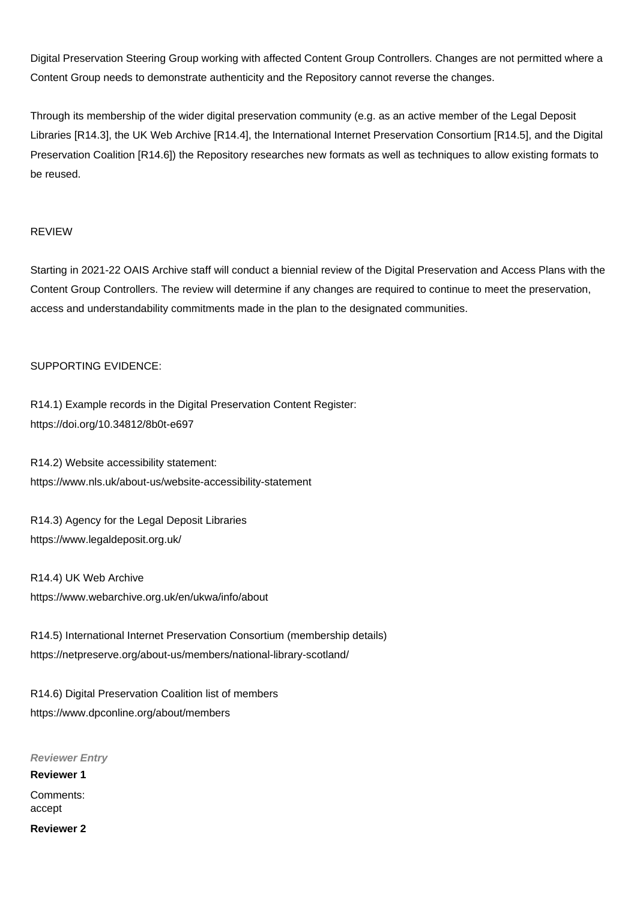Digital Preservation Steering Group working with affected Content Group Controllers. Changes are not permitted where a Content Group needs to demonstrate authenticity and the Repository cannot reverse the changes.

Through its membership of the wider digital preservation community (e.g. as an active member of the Legal Deposit Libraries [R14.3], the UK Web Archive [R14.4], the International Internet Preservation Consortium [R14.5], and the Digital Preservation Coalition [R14.6]) the Repository researches new formats as well as techniques to allow existing formats to be reused.

REVIEW

Starting in 2021-22 OAIS Archive staff will conduct a biennial review of the Digital Preservation and Access Plans with the Content Group Controllers. The review will determine if any changes are required to continue to meet the preservation, access and understandability commitments made in the plan to the designated communities.

SUPPORTING EVIDENCE:

R14.1) Example records in the Digital Preservation Content Register:
https://doi.org/10.34812/8b0t-e697

R14.2) Website accessibility statement:
https://www.nls.uk/about-us/website-accessibility-statement

R14.3) Agency for the Legal Deposit Libraries
https://www.legaldeposit.org.uk/

R14.4) UK Web Archive
https://www.webarchive.org.uk/en/ukwa/info/about

R14.5) International Internet Preservation Consortium (membership details)
https://netpreserve.org/about-us/members/national-library-scotland/

R14.6) Digital Preservation Coalition list of members
https://www.dpconline.org/about/members

***Reviewer Entry***

**Reviewer 1**

Comments:
accept

**Reviewer 2**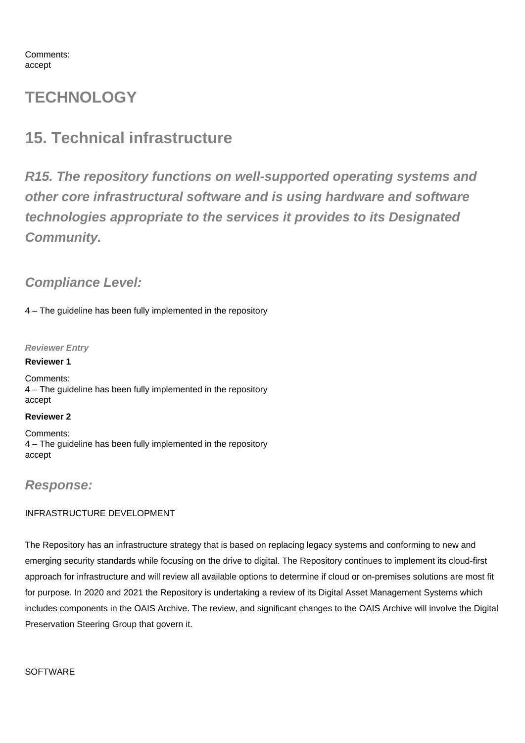Comments:
accept

# TECHNOLOGY

## 15. Technical infrastructure

### *R15. The repository functions on well-supported operating systems and other core infrastructural software and is using hardware and software technologies appropriate to the services it provides to its Designated Community.*

### *Compliance Level:*

4 – The guideline has been fully implemented in the repository

*Reviewer Entry*

**Reviewer 1**

Comments:
4 – The guideline has been fully implemented in the repository
accept

**Reviewer 2**

Comments:
4 – The guideline has been fully implemented in the repository
accept

### *Response:*

INFRASTRUCTURE DEVELOPMENT

The Repository has an infrastructure strategy that is based on replacing legacy systems and conforming to new and emerging security standards while focusing on the drive to digital. The Repository continues to implement its cloud-first approach for infrastructure and will review all available options to determine if cloud or on-premises solutions are most fit for purpose. In 2020 and 2021 the Repository is undertaking a review of its Digital Asset Management Systems which includes components in the OAIS Archive. The review, and significant changes to the OAIS Archive will involve the Digital Preservation Steering Group that govern it.

SOFTWARE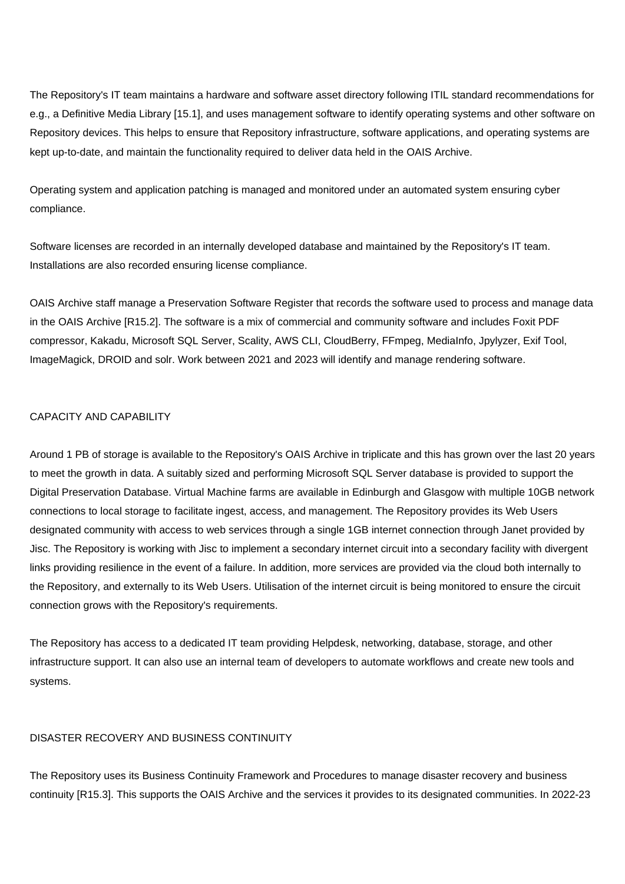The Repository's IT team maintains a hardware and software asset directory following ITIL standard recommendations for e.g., a Definitive Media Library [15.1], and uses management software to identify operating systems and other software on Repository devices. This helps to ensure that Repository infrastructure, software applications, and operating systems are kept up-to-date, and maintain the functionality required to deliver data held in the OAIS Archive.

Operating system and application patching is managed and monitored under an automated system ensuring cyber compliance.

Software licenses are recorded in an internally developed database and maintained by the Repository's IT team. Installations are also recorded ensuring license compliance.

OAIS Archive staff manage a Preservation Software Register that records the software used to process and manage data in the OAIS Archive [R15.2]. The software is a mix of commercial and community software and includes Foxit PDF compressor, Kakadu, Microsoft SQL Server, Scality, AWS CLI, CloudBerry, FFmpeg, MediaInfo, Jpylyzer, Exif Tool, ImageMagick, DROID and solr. Work between 2021 and 2023 will identify and manage rendering software.

## CAPACITY AND CAPABILITY

Around 1 PB of storage is available to the Repository's OAIS Archive in triplicate and this has grown over the last 20 years to meet the growth in data. A suitably sized and performing Microsoft SQL Server database is provided to support the Digital Preservation Database. Virtual Machine farms are available in Edinburgh and Glasgow with multiple 10GB network connections to local storage to facilitate ingest, access, and management. The Repository provides its Web Users designated community with access to web services through a single 1GB internet connection through Janet provided by Jisc. The Repository is working with Jisc to implement a secondary internet circuit into a secondary facility with divergent links providing resilience in the event of a failure. In addition, more services are provided via the cloud both internally to the Repository, and externally to its Web Users. Utilisation of the internet circuit is being monitored to ensure the circuit connection grows with the Repository's requirements.

The Repository has access to a dedicated IT team providing Helpdesk, networking, database, storage, and other infrastructure support. It can also use an internal team of developers to automate workflows and create new tools and systems.

## DISASTER RECOVERY AND BUSINESS CONTINUITY

The Repository uses its Business Continuity Framework and Procedures to manage disaster recovery and business continuity [R15.3]. This supports the OAIS Archive and the services it provides to its designated communities. In 2022-23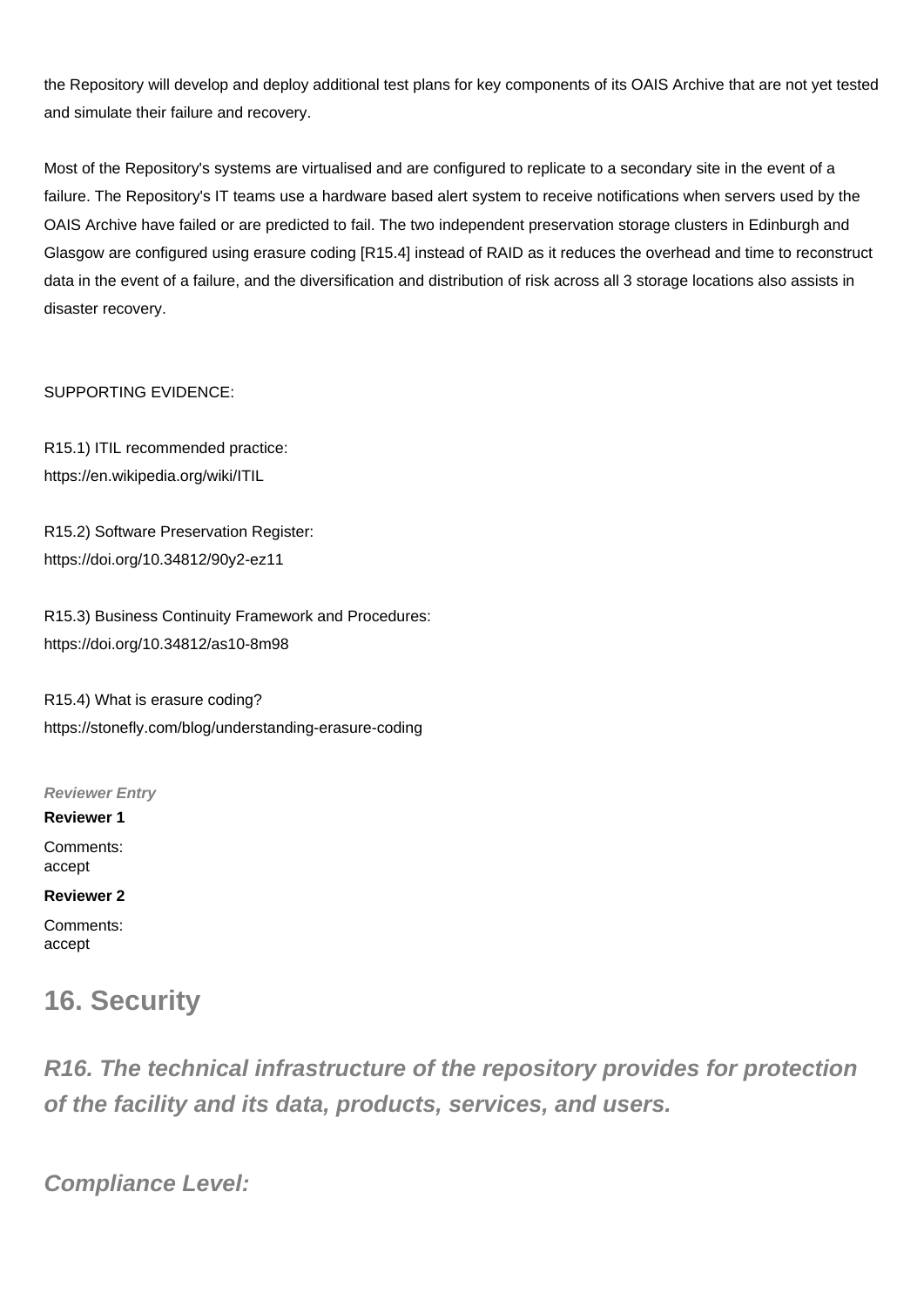the Repository will develop and deploy additional test plans for key components of its OAIS Archive that are not yet tested and simulate their failure and recovery.

Most of the Repository's systems are virtualised and are configured to replicate to a secondary site in the event of a failure. The Repository's IT teams use a hardware based alert system to receive notifications when servers used by the OAIS Archive have failed or are predicted to fail. The two independent preservation storage clusters in Edinburgh and Glasgow are configured using erasure coding [R15.4] instead of RAID as it reduces the overhead and time to reconstruct data in the event of a failure, and the diversification and distribution of risk across all 3 storage locations also assists in disaster recovery.

SUPPORTING EVIDENCE:

R15.1) ITIL recommended practice:
https://en.wikipedia.org/wiki/ITIL

R15.2) Software Preservation Register:
https://doi.org/10.34812/90y2-ez11

R15.3) Business Continuity Framework and Procedures:
https://doi.org/10.34812/as10-8m98

R15.4) What is erasure coding?
https://stonefly.com/blog/understanding-erasure-coding

***Reviewer Entry***

**Reviewer 1**

Comments:
accept

**Reviewer 2**

Comments:
accept

## 16. Security

### *R16. The technical infrastructure of the repository provides for protection of the facility and its data, products, services, and users.*

### *Compliance Level:*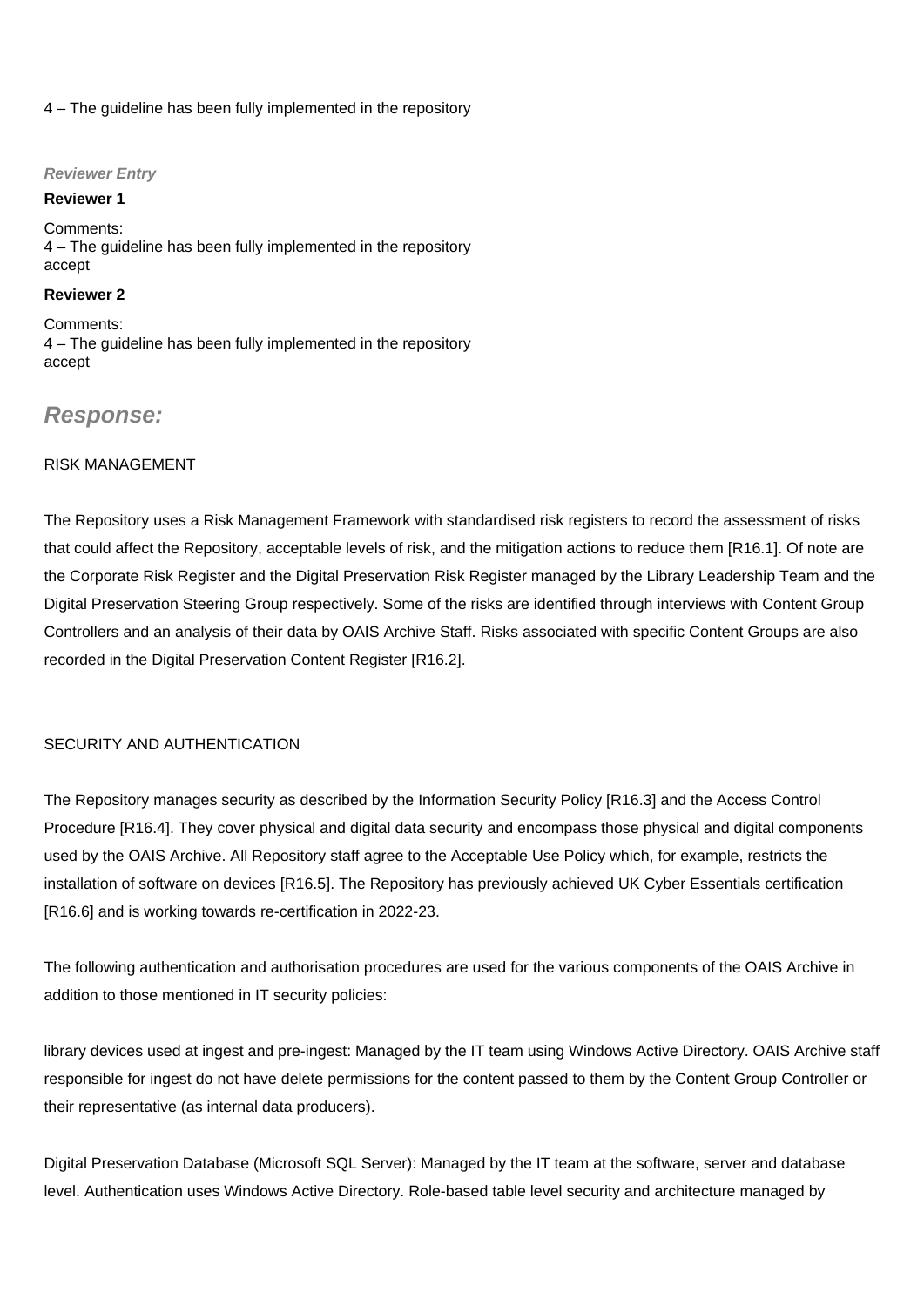4 – The guideline has been fully implemented in the repository

***Reviewer Entry***

**Reviewer 1**

Comments:
4 – The guideline has been fully implemented in the repository
accept

**Reviewer 2**

Comments:
4 – The guideline has been fully implemented in the repository
accept

## *Response:*

RISK MANAGEMENT

The Repository uses a Risk Management Framework with standardised risk registers to record the assessment of risks that could affect the Repository, acceptable levels of risk, and the mitigation actions to reduce them [R16.1]. Of note are the Corporate Risk Register and the Digital Preservation Risk Register managed by the Library Leadership Team and the Digital Preservation Steering Group respectively. Some of the risks are identified through interviews with Content Group Controllers and an analysis of their data by OAIS Archive Staff. Risks associated with specific Content Groups are also recorded in the Digital Preservation Content Register [R16.2].

SECURITY AND AUTHENTICATION

The Repository manages security as described by the Information Security Policy [R16.3] and the Access Control Procedure [R16.4]. They cover physical and digital data security and encompass those physical and digital components used by the OAIS Archive. All Repository staff agree to the Acceptable Use Policy which, for example, restricts the installation of software on devices [R16.5]. The Repository has previously achieved UK Cyber Essentials certification [R16.6] and is working towards re-certification in 2022-23.

The following authentication and authorisation procedures are used for the various components of the OAIS Archive in addition to those mentioned in IT security policies:

library devices used at ingest and pre-ingest: Managed by the IT team using Windows Active Directory. OAIS Archive staff responsible for ingest do not have delete permissions for the content passed to them by the Content Group Controller or their representative (as internal data producers).

Digital Preservation Database (Microsoft SQL Server): Managed by the IT team at the software, server and database level. Authentication uses Windows Active Directory. Role-based table level security and architecture managed by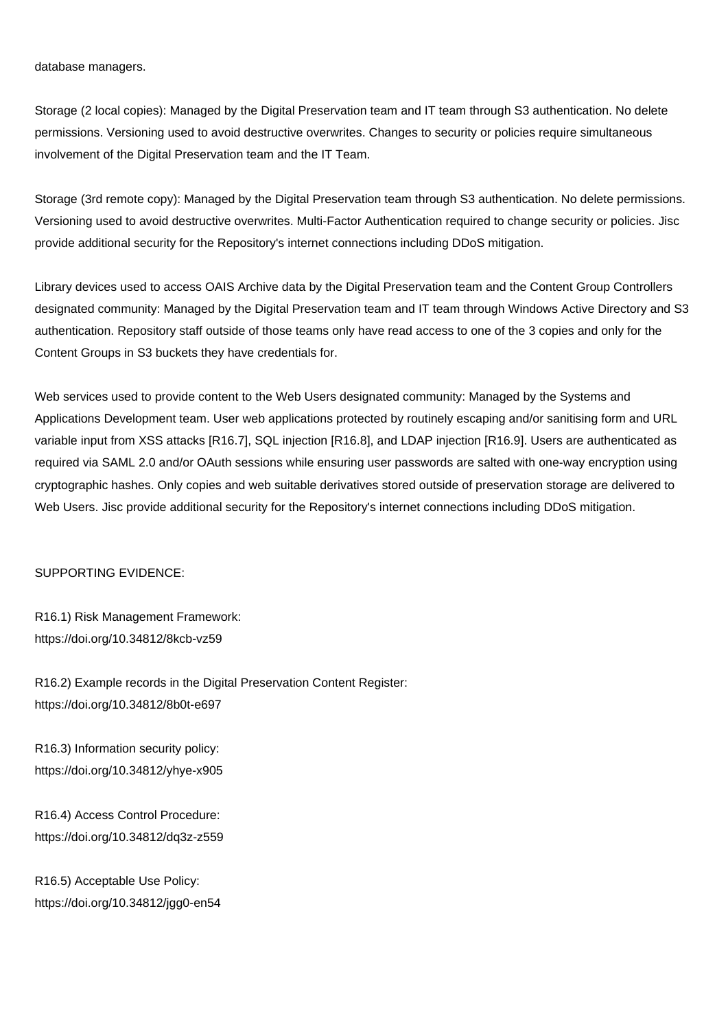database managers.

Storage (2 local copies): Managed by the Digital Preservation team and IT team through S3 authentication. No delete permissions. Versioning used to avoid destructive overwrites. Changes to security or policies require simultaneous involvement of the Digital Preservation team and the IT Team.

Storage (3rd remote copy): Managed by the Digital Preservation team through S3 authentication. No delete permissions. Versioning used to avoid destructive overwrites. Multi-Factor Authentication required to change security or policies. Jisc provide additional security for the Repository's internet connections including DDoS mitigation.

Library devices used to access OAIS Archive data by the Digital Preservation team and the Content Group Controllers designated community: Managed by the Digital Preservation team and IT team through Windows Active Directory and S3 authentication. Repository staff outside of those teams only have read access to one of the 3 copies and only for the Content Groups in S3 buckets they have credentials for.

Web services used to provide content to the Web Users designated community: Managed by the Systems and Applications Development team. User web applications protected by routinely escaping and/or sanitising form and URL variable input from XSS attacks [R16.7], SQL injection [R16.8], and LDAP injection [R16.9]. Users are authenticated as required via SAML 2.0 and/or OAuth sessions while ensuring user passwords are salted with one-way encryption using cryptographic hashes. Only copies and web suitable derivatives stored outside of preservation storage are delivered to Web Users. Jisc provide additional security for the Repository's internet connections including DDoS mitigation.

SUPPORTING EVIDENCE:

R16.1) Risk Management Framework:
https://doi.org/10.34812/8kcb-vz59

R16.2) Example records in the Digital Preservation Content Register:
https://doi.org/10.34812/8b0t-e697

R16.3) Information security policy:
https://doi.org/10.34812/yhye-x905

R16.4) Access Control Procedure:
https://doi.org/10.34812/dq3z-z559

R16.5) Acceptable Use Policy:
https://doi.org/10.34812/jgg0-en54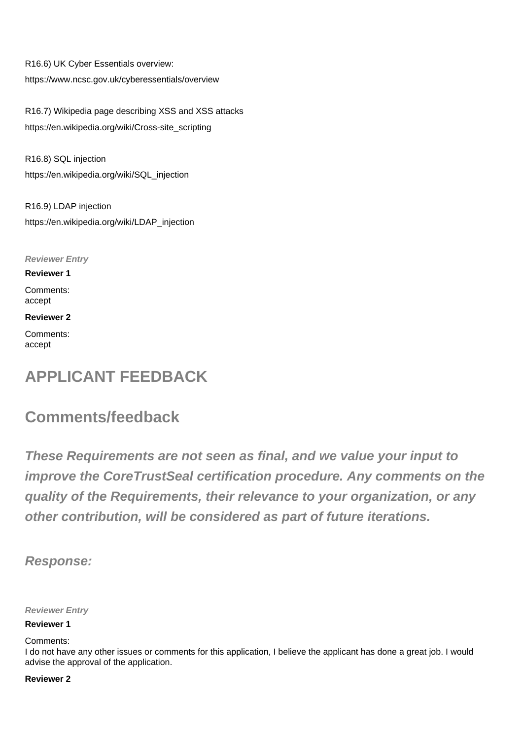R16.6) UK Cyber Essentials overview:
https://www.ncsc.gov.uk/cyberessentials/overview

R16.7) Wikipedia page describing XSS and XSS attacks
https://en.wikipedia.org/wiki/Cross-site_scripting

R16.8) SQL injection
https://en.wikipedia.org/wiki/SQL_injection

R16.9) LDAP injection
https://en.wikipedia.org/wiki/LDAP_injection

***Reviewer Entry***

**Reviewer 1**

Comments:
accept

**Reviewer 2**

Comments:
accept

# APPLICANT FEEDBACK

## Comments/feedback

***These Requirements are not seen as final, and we value your input to improve the CoreTrustSeal certification procedure. Any comments on the quality of the Requirements, their relevance to your organization, or any other contribution, will be considered as part of future iterations.***

***Response:***

***Reviewer Entry***

**Reviewer 1**

Comments:
I do not have any other issues or comments for this application, I believe the applicant has done a great job. I would advise the approval of the application.

**Reviewer 2**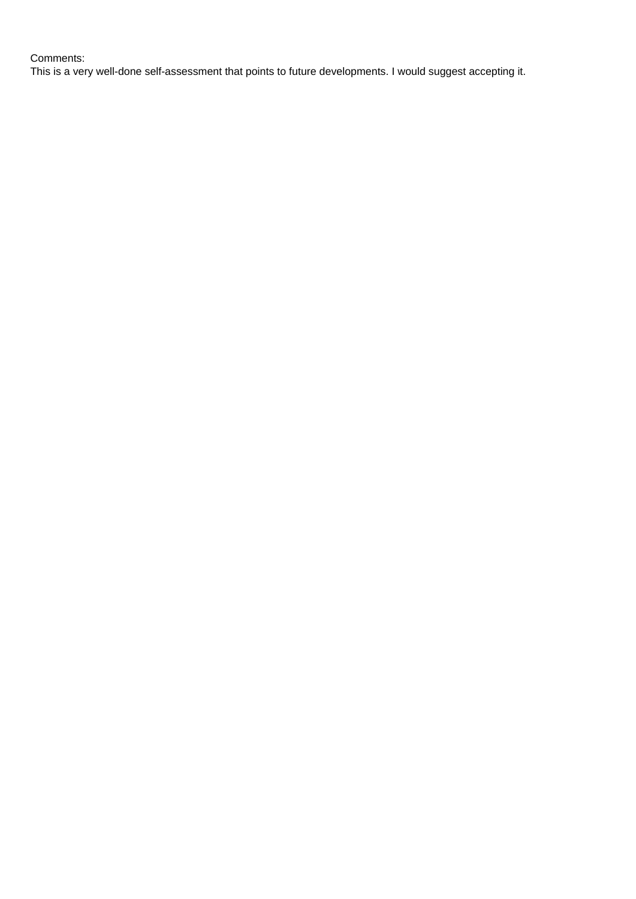Comments:

This is a very well-done self-assessment that points to future developments. I would suggest accepting it.